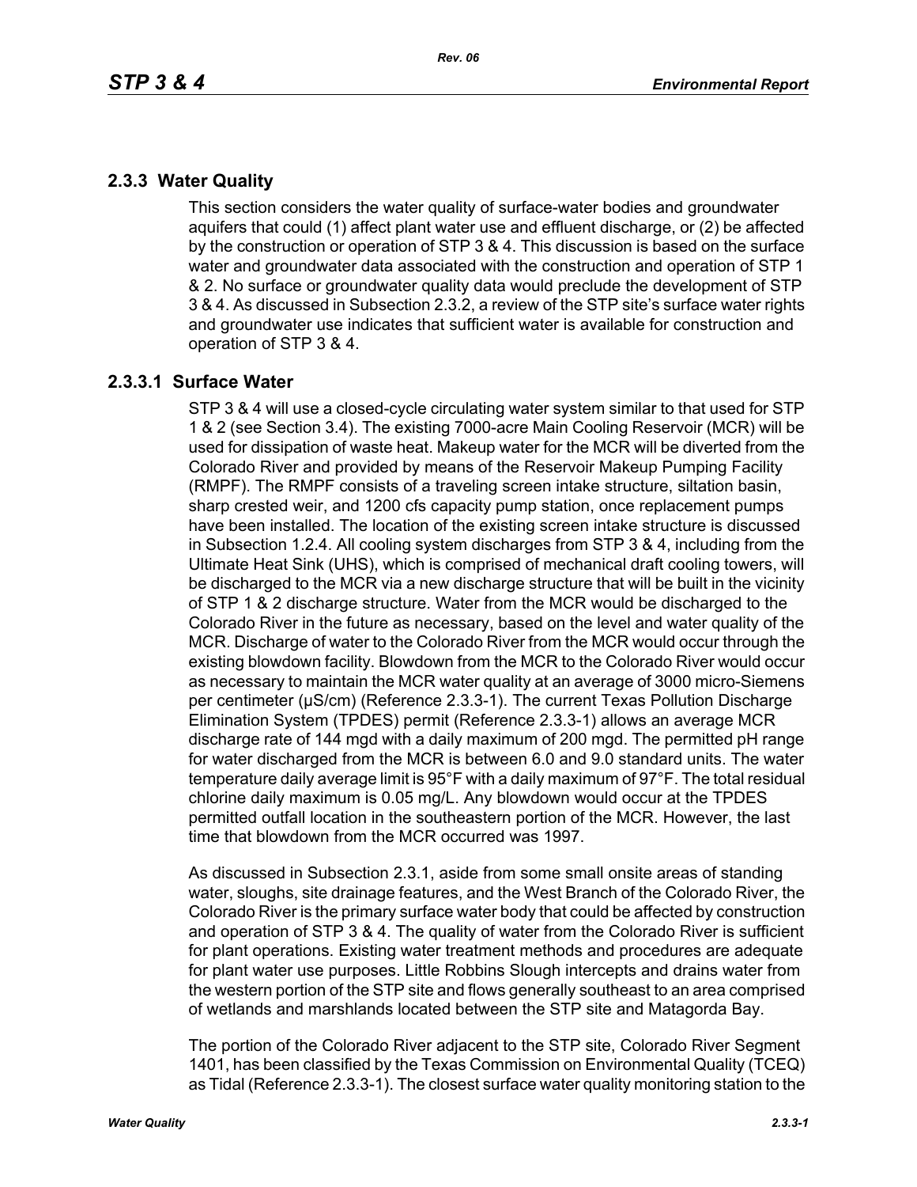## 2.3.3 Water Quality

This section considers the water quality of surface-water bodies and groundwater aquifers that could (1) affect plant water use and effluent discharge, or (2) be affected by the construction or operation of STP 3 & 4. This discussion is based on the surface water and groundwater data associated with the construction and operation of STP 1 & 2. No surface or groundwater quality data would preclude the development of STP 3 & 4. As discussed in Subsection 2.3.2, a review of the STP site's surface water rights and groundwater use indicates that sufficient water is available for construction and operation of STP 3 & 4.

### 2.3.3.1 Surface Water

STP 3 & 4 will use a closed-cycle circulating water system similar to that used for STP 1 & 2 (see Section 3.4). The existing 7000-acre Main Cooling Reservoir (MCR) will be used for dissipation of waste heat. Makeup water for the MCR will be diverted from the Colorado River and provided by means of the Reservoir Makeup Pumping Facility (RMPF). The RMPF consists of a traveling screen intake structure, siltation basin, sharp crested weir, and 1200 cfs capacity pump station, once replacement pumps have been installed. The location of the existing screen intake structure is discussed in Subsection 1.2.4. All cooling system discharges from STP 3 & 4, including from the Ultimate Heat Sink (UHS), which is comprised of mechanical draft cooling towers, will be discharged to the MCR via a new discharge structure that will be built in the vicinity of STP 1 & 2 discharge structure. Water from the MCR would be discharged to the Colorado River in the future as necessary, based on the level and water quality of the MCR. Discharge of water to the Colorado River from the MCR would occur through the existing blowdown facility. Blowdown from the MCR to the Colorado River would occur as necessary to maintain the MCR water quality at an average of 3000 micro-Siemens per centimeter (µS/cm) (Reference 2.3.3-1). The current Texas Pollution Discharge Elimination System (TPDES) permit (Reference 2.3.3-1) allows an average MCR discharge rate of 144 mgd with a daily maximum of 200 mgd. The permitted pH range for water discharged from the MCR is between 6.0 and 9.0 standard units. The water temperature daily average limit is 95°F with a daily maximum of 97°F. The total residual chlorine daily maximum is 0.05 mg/L. Any blowdown would occur at the TPDES permitted outfall location in the southeastern portion of the MCR. However, the last time that blowdown from the MCR occurred was 1997.

As discussed in Subsection 2.3.1, aside from some small onsite areas of standing water, sloughs, site drainage features, and the West Branch of the Colorado River, the Colorado River is the primary surface water body that could be affected by construction and operation of STP 3 & 4. The quality of water from the Colorado River is sufficient for plant operations. Existing water treatment methods and procedures are adequate for plant water use purposes. Little Robbins Slough intercepts and drains water from the western portion of the STP site and flows generally southeast to an area comprised of wetlands and marshlands located between the STP site and Matagorda Bay.

The portion of the Colorado River adjacent to the STP site, Colorado River Segment 1401, has been classified by the Texas Commission on Environmental Quality (TCEQ) as Tidal (Reference 2.3.3-1). The closest surface water quality monitoring station to the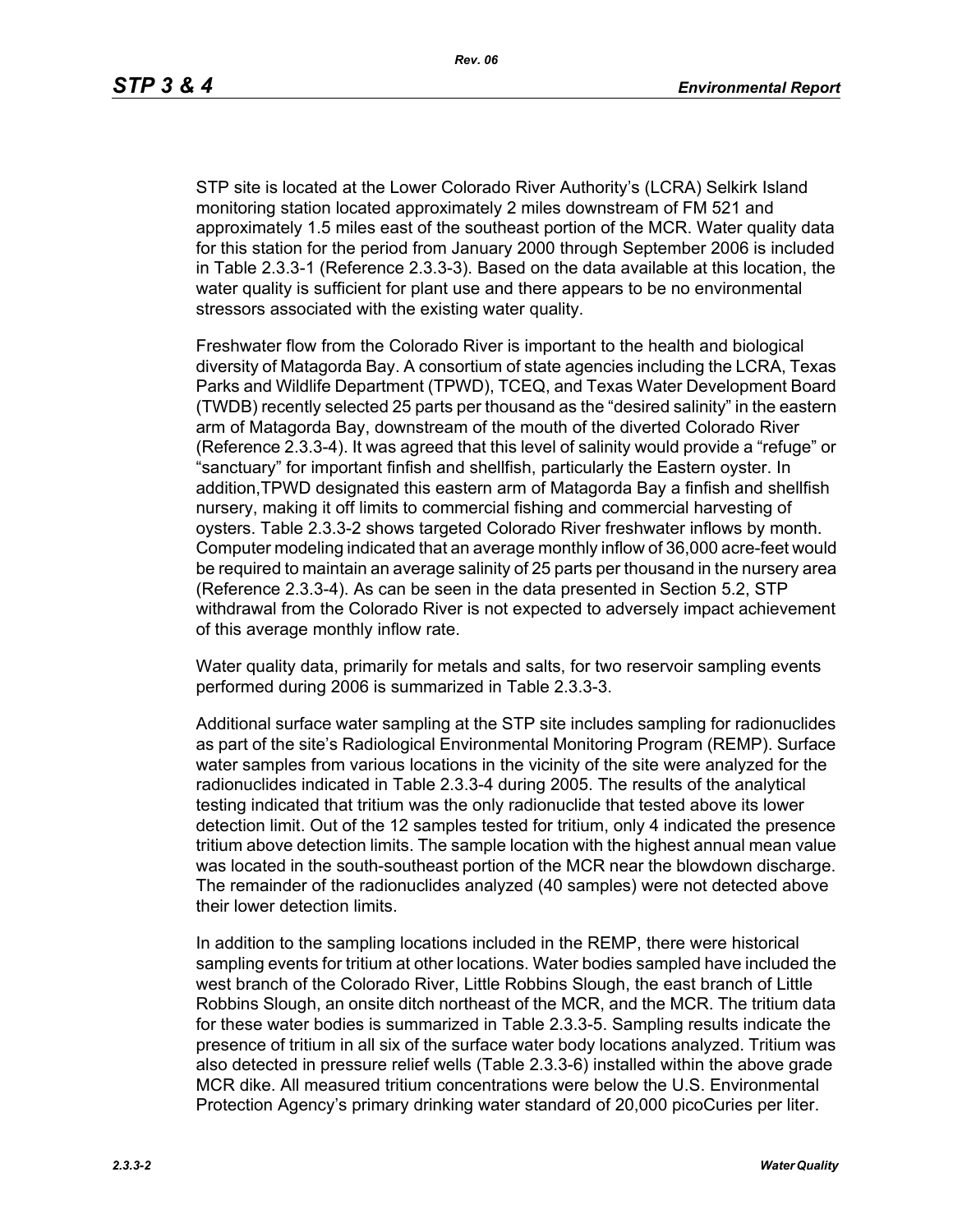STP site is located at the Lower Colorado River Authority's (LCRA) Selkirk Island monitoring station located approximately 2 miles downstream of FM 521 and approximately 1.5 miles east of the southeast portion of the MCR. Water quality data for this station for the period from January 2000 through September 2006 is included in Table 2.3.3-1 (Reference 2.3.3-3). Based on the data available at this location, the water quality is sufficient for plant use and there appears to be no environmental stressors associated with the existing water quality.

Freshwater flow from the Colorado River is important to the health and biological diversity of Matagorda Bay. A consortium of state agencies including the LCRA, Texas Parks and Wildlife Department (TPWD), TCEQ, and Texas Water Development Board (TWDB) recently selected 25 parts per thousand as the "desired salinity" in the eastern arm of Matagorda Bay, downstream of the mouth of the diverted Colorado River (Reference 2.3.3-4). It was agreed that this level of salinity would provide a "refuge" or "sanctuary" for important finfish and shellfish, particularly the Eastern oyster. In addition,TPWD designated this eastern arm of Matagorda Bay a finfish and shellfish nursery, making it off limits to commercial fishing and commercial harvesting of oysters. Table 2.3.3-2 shows targeted Colorado River freshwater inflows by month. Computer modeling indicated that an average monthly inflow of 36,000 acre-feet would be required to maintain an average salinity of 25 parts per thousand in the nursery area (Reference 2.3.3-4). As can be seen in the data presented in Section 5.2, STP withdrawal from the Colorado River is not expected to adversely impact achievement of this average monthly inflow rate.

Water quality data, primarily for metals and salts, for two reservoir sampling events performed during 2006 is summarized in Table 2.3.3-3.

Additional surface water sampling at the STP site includes sampling for radionuclides as part of the site's Radiological Environmental Monitoring Program (REMP). Surface water samples from various locations in the vicinity of the site were analyzed for the radionuclides indicated in Table 2.3.3-4 during 2005. The results of the analytical testing indicated that tritium was the only radionuclide that tested above its lower detection limit. Out of the 12 samples tested for tritium, only 4 indicated the presence tritium above detection limits. The sample location with the highest annual mean value was located in the south-southeast portion of the MCR near the blowdown discharge. The remainder of the radionuclides analyzed (40 samples) were not detected above their lower detection limits.

In addition to the sampling locations included in the REMP, there were historical sampling events for tritium at other locations. Water bodies sampled have included the west branch of the Colorado River, Little Robbins Slough, the east branch of Little Robbins Slough, an onsite ditch northeast of the MCR, and the MCR. The tritium data for these water bodies is summarized in Table 2.3.3-5. Sampling results indicate the presence of tritium in all six of the surface water body locations analyzed. Tritium was also detected in pressure relief wells (Table 2.3.3-6) installed within the above grade MCR dike. All measured tritium concentrations were below the U.S. Environmental Protection Agency's primary drinking water standard of 20,000 picoCuries per liter.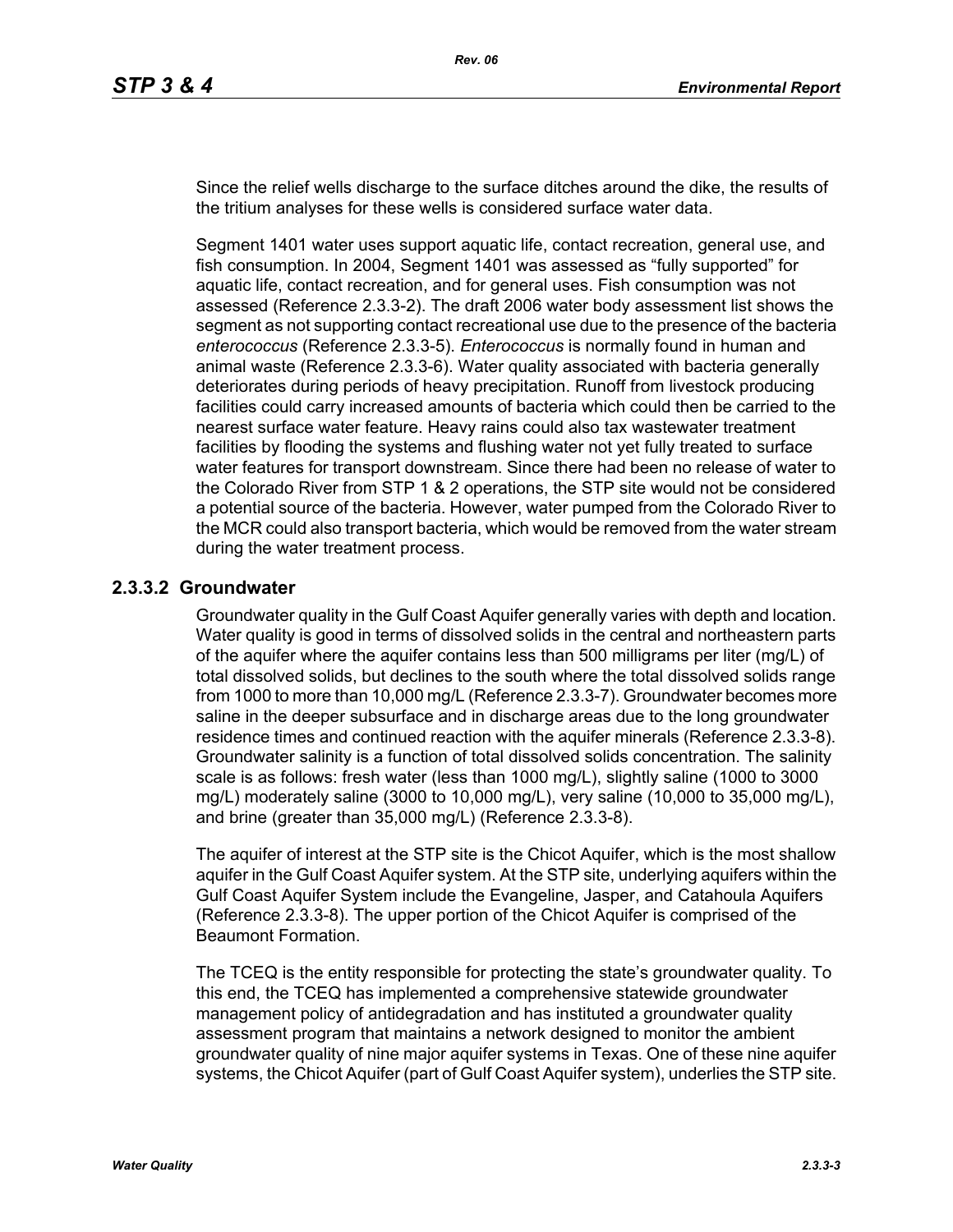Since the relief wells discharge to the surface ditches around the dike, the results of the tritium analyses for these wells is considered surface water data.

Segment 1401 water uses support aquatic life, contact recreation, general use, and fish consumption. In 2004, Segment 1401 was assessed as "fully supported" for aquatic life, contact recreation, and for general uses. Fish consumption was not assessed (Reference 2.3.3-2). The draft 2006 water body assessment list shows the segment as not supporting contact recreational use due to the presence of the bacteria *enterococcus* (Reference 2.3.3-5). *Enterococcus* is normally found in human and animal waste (Reference 2.3.3-6). Water quality associated with bacteria generally deteriorates during periods of heavy precipitation. Runoff from livestock producing facilities could carry increased amounts of bacteria which could then be carried to the nearest surface water feature. Heavy rains could also tax wastewater treatment facilities by flooding the systems and flushing water not yet fully treated to surface water features for transport downstream. Since there had been no release of water to the Colorado River from STP 1 & 2 operations, the STP site would not be considered a potential source of the bacteria. However, water pumped from the Colorado River to the MCR could also transport bacteria, which would be removed from the water stream during the water treatment process.

### 2.3.3.2 Groundwater

Groundwater quality in the Gulf Coast Aquifer generally varies with depth and location. Water quality is good in terms of dissolved solids in the central and northeastern parts of the aquifer where the aquifer contains less than 500 milligrams per liter (mg/L) of total dissolved solids, but declines to the south where the total dissolved solids range from 1000 to more than 10,000 mg/L (Reference 2.3.3-7). Groundwater becomes more saline in the deeper subsurface and in discharge areas due to the long groundwater residence times and continued reaction with the aquifer minerals (Reference 2.3.3-8). Groundwater salinity is a function of total dissolved solids concentration. The salinity scale is as follows: fresh water (less than 1000 mg/L), slightly saline (1000 to 3000 mg/L) moderately saline (3000 to 10,000 mg/L), very saline (10,000 to 35,000 mg/L), and brine (greater than 35,000 mg/L) (Reference 2.3.3-8).

The aquifer of interest at the STP site is the Chicot Aquifer, which is the most shallow aquifer in the Gulf Coast Aquifer system. At the STP site, underlying aquifers within the Gulf Coast Aquifer System include the Evangeline, Jasper, and Catahoula Aquifers (Reference 2.3.3-8). The upper portion of the Chicot Aquifer is comprised of the Beaumont Formation.

The TCEQ is the entity responsible for protecting the state's groundwater quality. To this end, the TCEQ has implemented a comprehensive statewide groundwater management policy of antidegradation and has instituted a groundwater quality assessment program that maintains a network designed to monitor the ambient groundwater quality of nine major aquifer systems in Texas. One of these nine aquifer systems, the Chicot Aquifer (part of Gulf Coast Aquifer system), underlies the STP site.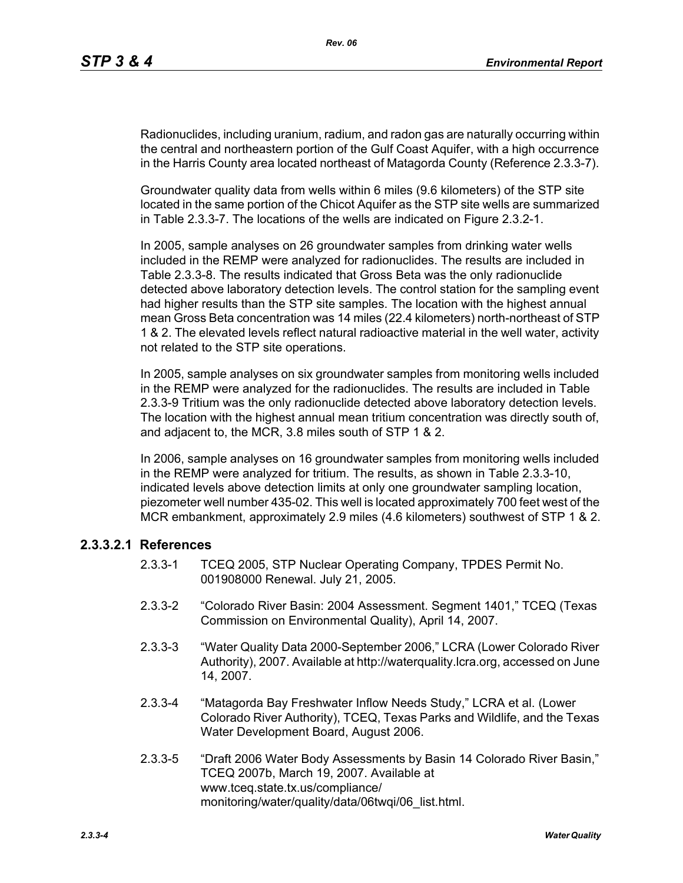Radionuclides, including uranium, radium, and radon gas are naturally occurring within the central and northeastern portion of the Gulf Coast Aquifer, with a high occurrence in the Harris County area located northeast of Matagorda County (Reference 2.3.3-7).

Groundwater quality data from wells within 6 miles (9.6 kilometers) of the STP site located in the same portion of the Chicot Aquifer as the STP site wells are summarized in Table 2.3.3-7. The locations of the wells are indicated on Figure 2.3.2-1.

In 2005, sample analyses on 26 groundwater samples from drinking water wells included in the REMP were analyzed for radionuclides. The results are included in Table 2.3.3-8. The results indicated that Gross Beta was the only radionuclide detected above laboratory detection levels. The control station for the sampling event had higher results than the STP site samples. The location with the highest annual mean Gross Beta concentration was 14 miles (22.4 kilometers) north-northeast of STP 1 & 2. The elevated levels reflect natural radioactive material in the well water, activity not related to the STP site operations.

In 2005, sample analyses on six groundwater samples from monitoring wells included in the REMP were analyzed for the radionuclides. The results are included in Table 2.3.3-9 Tritium was the only radionuclide detected above laboratory detection levels. The location with the highest annual mean tritium concentration was directly south of, and adjacent to, the MCR, 3.8 miles south of STP 1 & 2.

In 2006, sample analyses on 16 groundwater samples from monitoring wells included in the REMP were analyzed for tritium. The results, as shown in Table 2.3.3-10, indicated levels above detection limits at only one groundwater sampling location, piezometer well number 435-02. This well is located approximately 700 feet west of the MCR embankment, approximately 2.9 miles (4.6 kilometers) southwest of STP 1 & 2.

### 2.3.3.2.1 References

2.3.3-1 TCEQ 2005, STP Nuclear Operating Company, TPDES Permit No. 001908000 Renewal. July 21, 2005.

2.3.3-2 "Colorado River Basin: 2004 Assessment. Segment 1401," TCEQ (Texas Commission on Environmental Quality), April 14, 2007.

2.3.3-3 "Water Quality Data 2000-September 2006," LCRA (Lower Colorado River Authority), 2007. Available at http://waterquality.lcra.org, accessed on June 14, 2007.

2.3.3-4 "Matagorda Bay Freshwater Inflow Needs Study," LCRA et al. (Lower Colorado River Authority), TCEQ, Texas Parks and Wildlife, and the Texas Water Development Board, August 2006.

2.3.3-5 "Draft 2006 Water Body Assessments by Basin 14 Colorado River Basin," TCEQ 2007b, March 19, 2007. Available at www.tceq.state.tx.us/compliance/monitoring/water/quality/data/06twqi/06_list.html.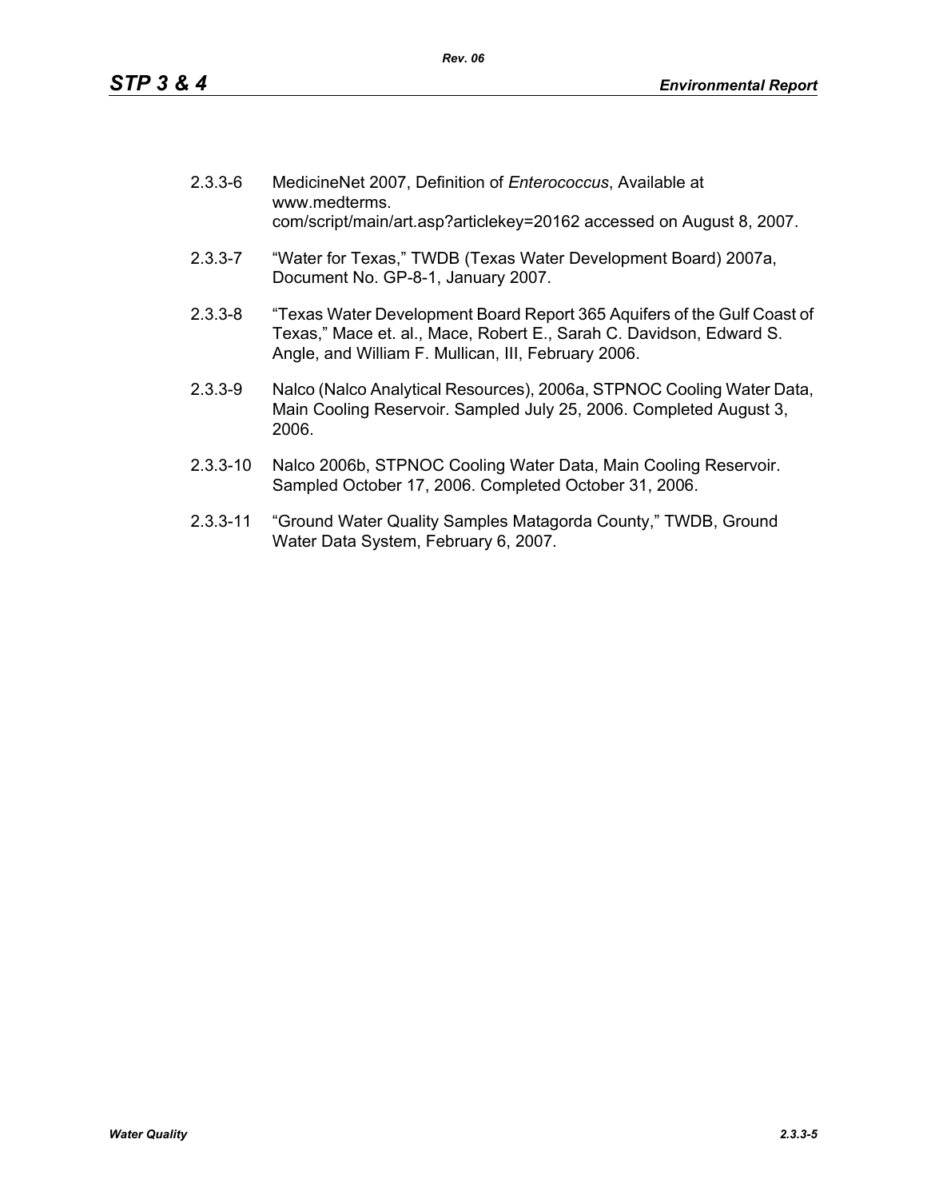2.3.3-6 MedicineNet 2007, Definition of *Enterococcus*, Available at www.medterms. com/script/main/art.asp?articlekey=20162 accessed on August 8, 2007.

2.3.3-7 "Water for Texas," TWDB (Texas Water Development Board) 2007a, Document No. GP-8-1, January 2007.

2.3.3-8 "Texas Water Development Board Report 365 Aquifers of the Gulf Coast of Texas," Mace et. al., Mace, Robert E., Sarah C. Davidson, Edward S. Angle, and William F. Mullican, III, February 2006.

2.3.3-9 Nalco (Nalco Analytical Resources), 2006a, STPNOC Cooling Water Data, Main Cooling Reservoir. Sampled July 25, 2006. Completed August 3, 2006.

2.3.3-10 Nalco 2006b, STPNOC Cooling Water Data, Main Cooling Reservoir. Sampled October 17, 2006. Completed October 31, 2006.

2.3.3-11 "Ground Water Quality Samples Matagorda County," TWDB, Ground Water Data System, February 6, 2007.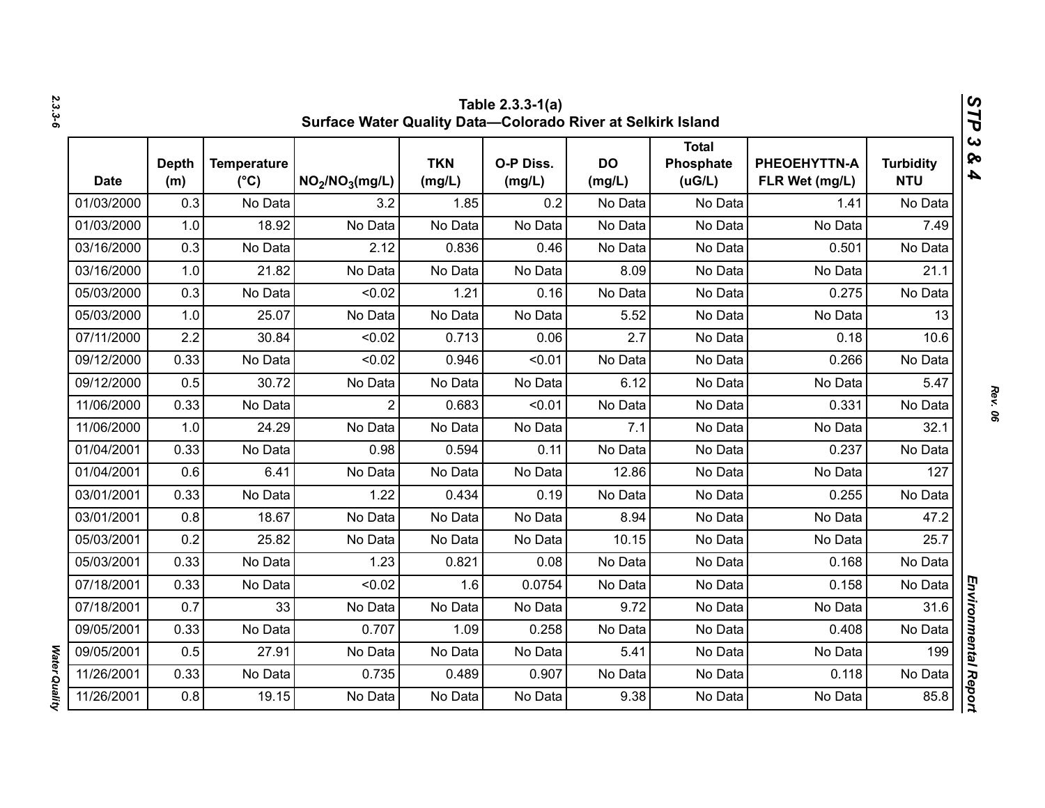**Table 2.3.3-1(a)**
**Surface Water Quality Data—Colorado River at Selkirk Island**

| Date | Depth (m) | Temperature (°C) | $NO_2/NO_3$(mg/L) | TKN (mg/L) | O-P Diss. (mg/L) | DO (mg/L) | Total Phosphate (uG/L) | PHEOEHYTTN-A FLR Wet (mg/L) | Turbidity NTU |
|---|---|---|---|---|---|---|---|---|---|
| 01/03/2000 | 0.3 | No Data | 3.2 | 1.85 | 0.2 | No Data | No Data | 1.41 | No Data |
| 01/03/2000 | 1.0 | 18.92 | No Data | No Data | No Data | No Data | No Data | No Data | 7.49 |
| 03/16/2000 | 0.3 | No Data | 2.12 | 0.836 | 0.46 | No Data | No Data | 0.501 | No Data |
| 03/16/2000 | 1.0 | 21.82 | No Data | No Data | No Data | 8.09 | No Data | No Data | 21.1 |
| 05/03/2000 | 0.3 | No Data | <0.02 | 1.21 | 0.16 | No Data | No Data | 0.275 | No Data |
| 05/03/2000 | 1.0 | 25.07 | No Data | No Data | No Data | 5.52 | No Data | No Data | 13 |
| 07/11/2000 | 2.2 | 30.84 | <0.02 | 0.713 | 0.06 | 2.7 | No Data | 0.18 | 10.6 |
| 09/12/2000 | 0.33 | No Data | <0.02 | 0.946 | <0.01 | No Data | No Data | 0.266 | No Data |
| 09/12/2000 | 0.5 | 30.72 | No Data | No Data | No Data | 6.12 | No Data | No Data | 5.47 |
| 11/06/2000 | 0.33 | No Data | 2 | 0.683 | <0.01 | No Data | No Data | 0.331 | No Data |
| 11/06/2000 | 1.0 | 24.29 | No Data | No Data | No Data | 7.1 | No Data | No Data | 32.1 |
| 01/04/2001 | 0.33 | No Data | 0.98 | 0.594 | 0.11 | No Data | No Data | 0.237 | No Data |
| 01/04/2001 | 0.6 | 6.41 | No Data | No Data | No Data | 12.86 | No Data | No Data | 127 |
| 03/01/2001 | 0.33 | No Data | 1.22 | 0.434 | 0.19 | No Data | No Data | 0.255 | No Data |
| 03/01/2001 | 0.8 | 18.67 | No Data | No Data | No Data | 8.94 | No Data | No Data | 47.2 |
| 05/03/2001 | 0.2 | 25.82 | No Data | No Data | No Data | 10.15 | No Data | No Data | 25.7 |
| 05/03/2001 | 0.33 | No Data | 1.23 | 0.821 | 0.08 | No Data | No Data | 0.168 | No Data |
| 07/18/2001 | 0.33 | No Data | <0.02 | 1.6 | 0.0754 | No Data | No Data | 0.158 | No Data |
| 07/18/2001 | 0.7 | 33 | No Data | No Data | No Data | 9.72 | No Data | No Data | 31.6 |
| 09/05/2001 | 0.33 | No Data | 0.707 | 1.09 | 0.258 | No Data | No Data | 0.408 | No Data |
| 09/05/2001 | 0.5 | 27.91 | No Data | No Data | No Data | 5.41 | No Data | No Data | 199 |
| 11/26/2001 | 0.33 | No Data | 0.735 | 0.489 | 0.907 | No Data | No Data | 0.118 | No Data |
| 11/26/2001 | 0.8 | 19.15 | No Data | No Data | No Data | 9.38 | No Data | No Data | 85.8 |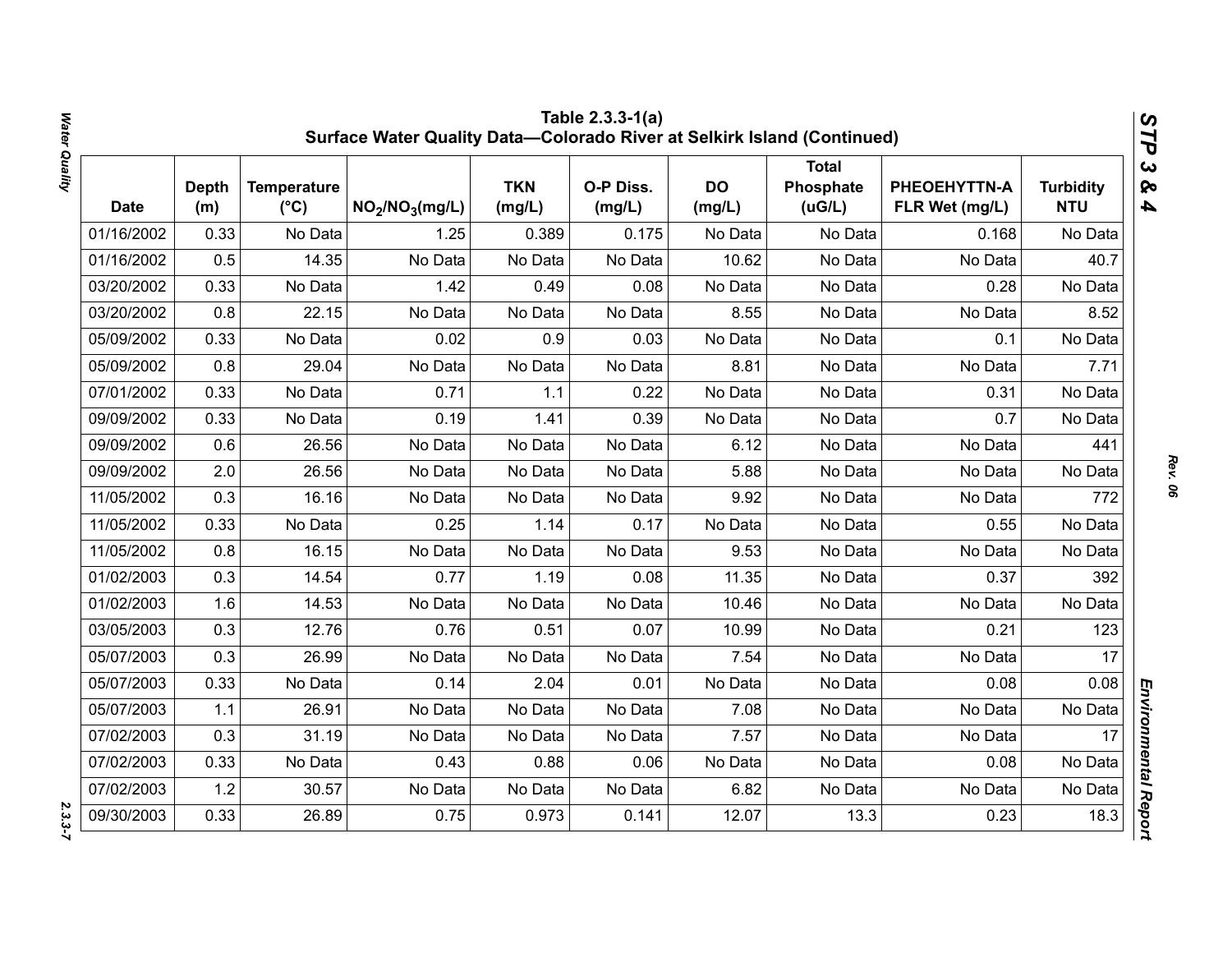**Table 2.3.3-1(a)**
**Surface Water Quality Data—Colorado River at Selkirk Island (Continued)**

| Date | Depth (m) | Temperature (°C) | $NO_2/NO_3$(mg/L) | TKN (mg/L) | O-P Diss. (mg/L) | DO (mg/L) | Total Phosphate (uG/L) | PHEOEHYTTN-A FLR Wet (mg/L) | Turbidity NTU |
|---|---|---|---|---|---|---|---|---|---|
| 01/16/2002 | 0.33 | No Data | 1.25 | 0.389 | 0.175 | No Data | No Data | 0.168 | No Data |
| 01/16/2002 | 0.5 | 14.35 | No Data | No Data | No Data | 10.62 | No Data | No Data | 40.7 |
| 03/20/2002 | 0.33 | No Data | 1.42 | 0.49 | 0.08 | No Data | No Data | 0.28 | No Data |
| 03/20/2002 | 0.8 | 22.15 | No Data | No Data | No Data | 8.55 | No Data | No Data | 8.52 |
| 05/09/2002 | 0.33 | No Data | 0.02 | 0.9 | 0.03 | No Data | No Data | 0.1 | No Data |
| 05/09/2002 | 0.8 | 29.04 | No Data | No Data | No Data | 8.81 | No Data | No Data | 7.71 |
| 07/01/2002 | 0.33 | No Data | 0.71 | 1.1 | 0.22 | No Data | No Data | 0.31 | No Data |
| 09/09/2002 | 0.33 | No Data | 0.19 | 1.41 | 0.39 | No Data | No Data | 0.7 | No Data |
| 09/09/2002 | 0.6 | 26.56 | No Data | No Data | No Data | 6.12 | No Data | No Data | 441 |
| 09/09/2002 | 2.0 | 26.56 | No Data | No Data | No Data | 5.88 | No Data | No Data | No Data |
| 11/05/2002 | 0.3 | 16.16 | No Data | No Data | No Data | 9.92 | No Data | No Data | 772 |
| 11/05/2002 | 0.33 | No Data | 0.25 | 1.14 | 0.17 | No Data | No Data | 0.55 | No Data |
| 11/05/2002 | 0.8 | 16.15 | No Data | No Data | No Data | 9.53 | No Data | No Data | No Data |
| 01/02/2003 | 0.3 | 14.54 | 0.77 | 1.19 | 0.08 | 11.35 | No Data | 0.37 | 392 |
| 01/02/2003 | 1.6 | 14.53 | No Data | No Data | No Data | 10.46 | No Data | No Data | No Data |
| 03/05/2003 | 0.3 | 12.76 | 0.76 | 0.51 | 0.07 | 10.99 | No Data | 0.21 | 123 |
| 05/07/2003 | 0.3 | 26.99 | No Data | No Data | No Data | 7.54 | No Data | No Data | 17 |
| 05/07/2003 | 0.33 | No Data | 0.14 | 2.04 | 0.01 | No Data | No Data | 0.08 | 0.08 |
| 05/07/2003 | 1.1 | 26.91 | No Data | No Data | No Data | 7.08 | No Data | No Data | No Data |
| 07/02/2003 | 0.3 | 31.19 | No Data | No Data | No Data | 7.57 | No Data | No Data | 17 |
| 07/02/2003 | 0.33 | No Data | 0.43 | 0.88 | 0.06 | No Data | No Data | 0.08 | No Data |
| 07/02/2003 | 1.2 | 30.57 | No Data | No Data | No Data | 6.82 | No Data | No Data | No Data |
| 09/30/2003 | 0.33 | 26.89 | 0.75 | 0.973 | 0.141 | 12.07 | 13.3 | 0.23 | 18.3 |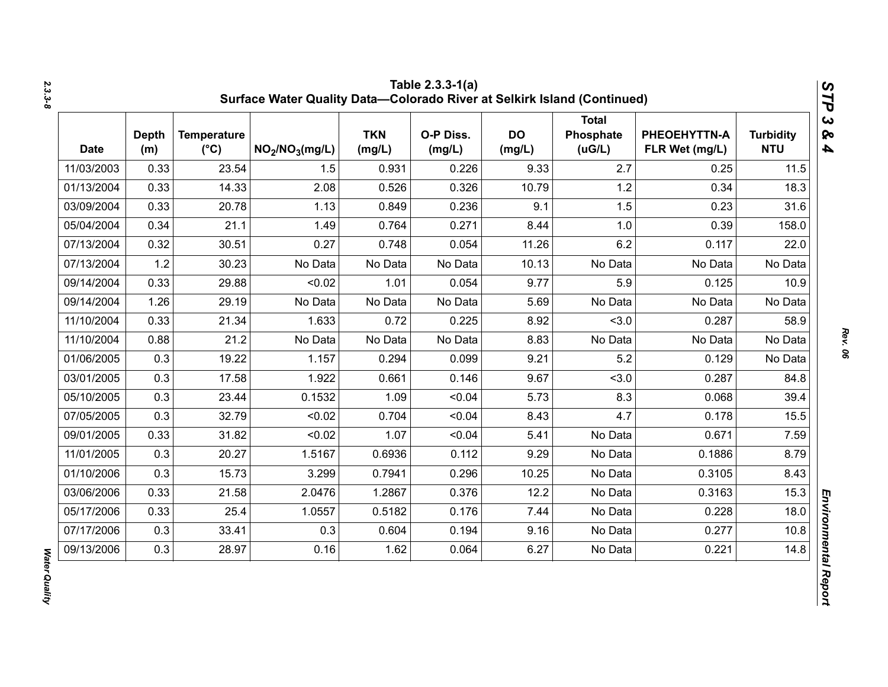## Table 2.3.3-1(a) Surface Water Quality Data—Colorado River at Selkirk Island (Continued)

| Date | Depth (m) | Temperature (°C) | $NO_2/NO_3$(mg/L) | TKN (mg/L) | O-P Diss. (mg/L) | DO (mg/L) | Total Phosphate (uG/L) | PHEOEHYTTN-A FLR Wet (mg/L) | Turbidity NTU |
|---|---|---|---|---|---|---|---|---|---|
| 11/03/2003 | 0.33 | 23.54 | 1.5 | 0.931 | 0.226 | 9.33 | 2.7 | 0.25 | 11.5 |
| 01/13/2004 | 0.33 | 14.33 | 2.08 | 0.526 | 0.326 | 10.79 | 1.2 | 0.34 | 18.3 |
| 03/09/2004 | 0.33 | 20.78 | 1.13 | 0.849 | 0.236 | 9.1 | 1.5 | 0.23 | 31.6 |
| 05/04/2004 | 0.34 | 21.1 | 1.49 | 0.764 | 0.271 | 8.44 | 1.0 | 0.39 | 158.0 |
| 07/13/2004 | 0.32 | 30.51 | 0.27 | 0.748 | 0.054 | 11.26 | 6.2 | 0.117 | 22.0 |
| 07/13/2004 | 1.2 | 30.23 | No Data | No Data | No Data | 10.13 | No Data | No Data | No Data |
| 09/14/2004 | 0.33 | 29.88 | <0.02 | 1.01 | 0.054 | 9.77 | 5.9 | 0.125 | 10.9 |
| 09/14/2004 | 1.26 | 29.19 | No Data | No Data | No Data | 5.69 | No Data | No Data | No Data |
| 11/10/2004 | 0.33 | 21.34 | 1.633 | 0.72 | 0.225 | 8.92 | <3.0 | 0.287 | 58.9 |
| 11/10/2004 | 0.88 | 21.2 | No Data | No Data | No Data | 8.83 | No Data | No Data | No Data |
| 01/06/2005 | 0.3 | 19.22 | 1.157 | 0.294 | 0.099 | 9.21 | 5.2 | 0.129 | No Data |
| 03/01/2005 | 0.3 | 17.58 | 1.922 | 0.661 | 0.146 | 9.67 | <3.0 | 0.287 | 84.8 |
| 05/10/2005 | 0.3 | 23.44 | 0.1532 | 1.09 | <0.04 | 5.73 | 8.3 | 0.068 | 39.4 |
| 07/05/2005 | 0.3 | 32.79 | <0.02 | 0.704 | <0.04 | 8.43 | 4.7 | 0.178 | 15.5 |
| 09/01/2005 | 0.33 | 31.82 | <0.02 | 1.07 | <0.04 | 5.41 | No Data | 0.671 | 7.59 |
| 11/01/2005 | 0.3 | 20.27 | 1.5167 | 0.6936 | 0.112 | 9.29 | No Data | 0.1886 | 8.79 |
| 01/10/2006 | 0.3 | 15.73 | 3.299 | 0.7941 | 0.296 | 10.25 | No Data | 0.3105 | 8.43 |
| 03/06/2006 | 0.33 | 21.58 | 2.0476 | 1.2867 | 0.376 | 12.2 | No Data | 0.3163 | 15.3 |
| 05/17/2006 | 0.33 | 25.4 | 1.0557 | 0.5182 | 0.176 | 7.44 | No Data | 0.228 | 18.0 |
| 07/17/2006 | 0.3 | 33.41 | 0.3 | 0.604 | 0.194 | 9.16 | No Data | 0.277 | 10.8 |
| 09/13/2006 | 0.3 | 28.97 | 0.16 | 1.62 | 0.064 | 6.27 | No Data | 0.221 | 14.8 |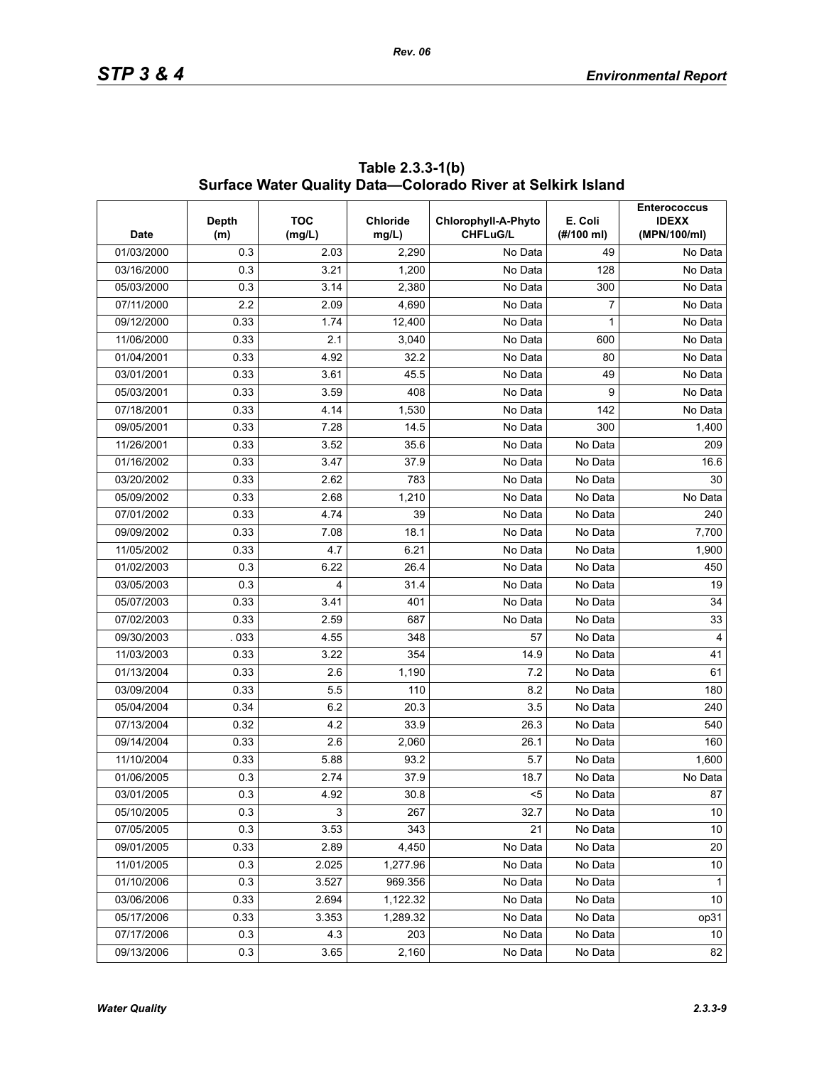**Table 2.3.3-1(b) Surface Water Quality Data—Colorado River at Selkirk Island**

| Date | Depth (m) | TOC (mg/L) | Chloride mg/L) | Chlorophyll-A-Phyto CHFLuG/L | E. Coli (#/100 ml) | Enterococcus IDEXX (MPN/100/ml) |
|---|---|---|---|---|---|---|
| 01/03/2000 | 0.3 | 2.03 | 2,290 | No Data | 49 | No Data |
| 03/16/2000 | 0.3 | 3.21 | 1,200 | No Data | 128 | No Data |
| 05/03/2000 | 0.3 | 3.14 | 2,380 | No Data | 300 | No Data |
| 07/11/2000 | 2.2 | 2.09 | 4,690 | No Data | 7 | No Data |
| 09/12/2000 | 0.33 | 1.74 | 12,400 | No Data | 1 | No Data |
| 11/06/2000 | 0.33 | 2.1 | 3,040 | No Data | 600 | No Data |
| 01/04/2001 | 0.33 | 4.92 | 32.2 | No Data | 80 | No Data |
| 03/01/2001 | 0.33 | 3.61 | 45.5 | No Data | 49 | No Data |
| 05/03/2001 | 0.33 | 3.59 | 408 | No Data | 9 | No Data |
| 07/18/2001 | 0.33 | 4.14 | 1,530 | No Data | 142 | No Data |
| 09/05/2001 | 0.33 | 7.28 | 14.5 | No Data | 300 | 1,400 |
| 11/26/2001 | 0.33 | 3.52 | 35.6 | No Data | No Data | 209 |
| 01/16/2002 | 0.33 | 3.47 | 37.9 | No Data | No Data | 16.6 |
| 03/20/2002 | 0.33 | 2.62 | 783 | No Data | No Data | 30 |
| 05/09/2002 | 0.33 | 2.68 | 1,210 | No Data | No Data | No Data |
| 07/01/2002 | 0.33 | 4.74 | 39 | No Data | No Data | 240 |
| 09/09/2002 | 0.33 | 7.08 | 18.1 | No Data | No Data | 7,700 |
| 11/05/2002 | 0.33 | 4.7 | 6.21 | No Data | No Data | 1,900 |
| 01/02/2003 | 0.3 | 6.22 | 26.4 | No Data | No Data | 450 |
| 03/05/2003 | 0.3 | 4 | 31.4 | No Data | No Data | 19 |
| 05/07/2003 | 0.33 | 3.41 | 401 | No Data | No Data | 34 |
| 07/02/2003 | 0.33 | 2.59 | 687 | No Data | No Data | 33 |
| 09/30/2003 | . 033 | 4.55 | 348 | 57 | No Data | 4 |
| 11/03/2003 | 0.33 | 3.22 | 354 | 14.9 | No Data | 41 |
| 01/13/2004 | 0.33 | 2.6 | 1,190 | 7.2 | No Data | 61 |
| 03/09/2004 | 0.33 | 5.5 | 110 | 8.2 | No Data | 180 |
| 05/04/2004 | 0.34 | 6.2 | 20.3 | 3.5 | No Data | 240 |
| 07/13/2004 | 0.32 | 4.2 | 33.9 | 26.3 | No Data | 540 |
| 09/14/2004 | 0.33 | 2.6 | 2,060 | 26.1 | No Data | 160 |
| 11/10/2004 | 0.33 | 5.88 | 93.2 | 5.7 | No Data | 1,600 |
| 01/06/2005 | 0.3 | 2.74 | 37.9 | 18.7 | No Data | No Data |
| 03/01/2005 | 0.3 | 4.92 | 30.8 | <5 | No Data | 87 |
| 05/10/2005 | 0.3 | 3 | 267 | 32.7 | No Data | 10 |
| 07/05/2005 | 0.3 | 3.53 | 343 | 21 | No Data | 10 |
| 09/01/2005 | 0.33 | 2.89 | 4,450 | No Data | No Data | 20 |
| 11/01/2005 | 0.3 | 2.025 | 1,277.96 | No Data | No Data | 10 |
| 01/10/2006 | 0.3 | 3.527 | 969.356 | No Data | No Data | 1 |
| 03/06/2006 | 0.33 | 2.694 | 1,122.32 | No Data | No Data | 10 |
| 05/17/2006 | 0.33 | 3.353 | 1,289.32 | No Data | No Data | op31 |
| 07/17/2006 | 0.3 | 4.3 | 203 | No Data | No Data | 10 |
| 09/13/2006 | 0.3 | 3.65 | 2,160 | No Data | No Data | 82 |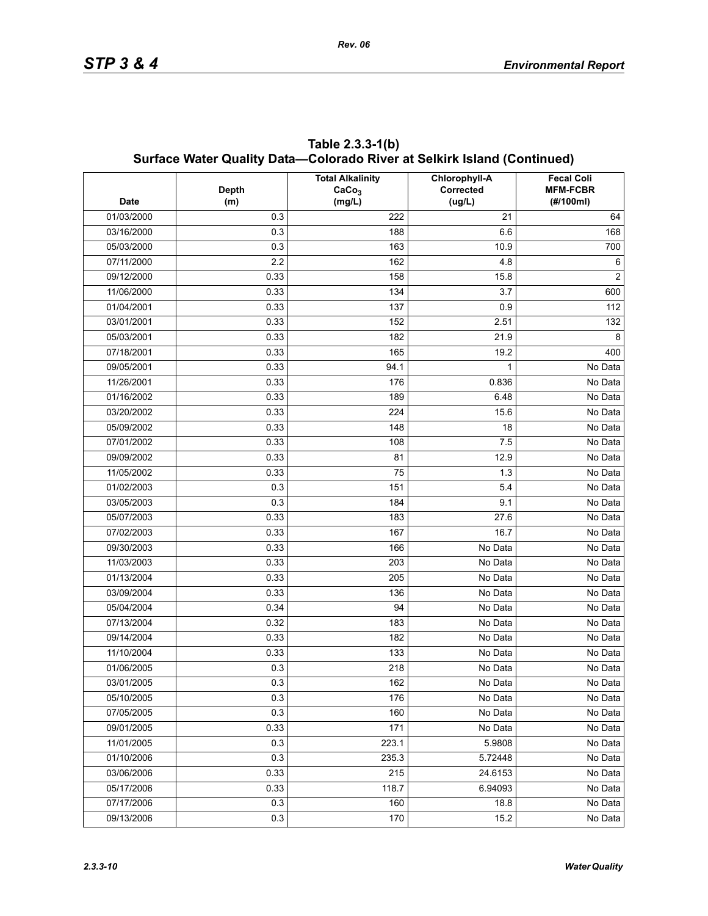## Table 2.3.3-1(b) Surface Water Quality Data—Colorado River at Selkirk Island (Continued)

| Date | Depth (m) | Total Alkalinity $CaCo_3$ (mg/L) | Chlorophyll-A Corrected (ug/L) | Fecal Coli MFM-FCBR (#/100ml) |
|---|---|---|---|---|
| 01/03/2000 | 0.3 | 222 | 21 | 64 |
| 03/16/2000 | 0.3 | 188 | 6.6 | 168 |
| 05/03/2000 | 0.3 | 163 | 10.9 | 700 |
| 07/11/2000 | 2.2 | 162 | 4.8 | 6 |
| 09/12/2000 | 0.33 | 158 | 15.8 | 2 |
| 11/06/2000 | 0.33 | 134 | 3.7 | 600 |
| 01/04/2001 | 0.33 | 137 | 0.9 | 112 |
| 03/01/2001 | 0.33 | 152 | 2.51 | 132 |
| 05/03/2001 | 0.33 | 182 | 21.9 | 8 |
| 07/18/2001 | 0.33 | 165 | 19.2 | 400 |
| 09/05/2001 | 0.33 | 94.1 | 1 | No Data |
| 11/26/2001 | 0.33 | 176 | 0.836 | No Data |
| 01/16/2002 | 0.33 | 189 | 6.48 | No Data |
| 03/20/2002 | 0.33 | 224 | 15.6 | No Data |
| 05/09/2002 | 0.33 | 148 | 18 | No Data |
| 07/01/2002 | 0.33 | 108 | 7.5 | No Data |
| 09/09/2002 | 0.33 | 81 | 12.9 | No Data |
| 11/05/2002 | 0.33 | 75 | 1.3 | No Data |
| 01/02/2003 | 0.3 | 151 | 5.4 | No Data |
| 03/05/2003 | 0.3 | 184 | 9.1 | No Data |
| 05/07/2003 | 0.33 | 183 | 27.6 | No Data |
| 07/02/2003 | 0.33 | 167 | 16.7 | No Data |
| 09/30/2003 | 0.33 | 166 | No Data | No Data |
| 11/03/2003 | 0.33 | 203 | No Data | No Data |
| 01/13/2004 | 0.33 | 205 | No Data | No Data |
| 03/09/2004 | 0.33 | 136 | No Data | No Data |
| 05/04/2004 | 0.34 | 94 | No Data | No Data |
| 07/13/2004 | 0.32 | 183 | No Data | No Data |
| 09/14/2004 | 0.33 | 182 | No Data | No Data |
| 11/10/2004 | 0.33 | 133 | No Data | No Data |
| 01/06/2005 | 0.3 | 218 | No Data | No Data |
| 03/01/2005 | 0.3 | 162 | No Data | No Data |
| 05/10/2005 | 0.3 | 176 | No Data | No Data |
| 07/05/2005 | 0.3 | 160 | No Data | No Data |
| 09/01/2005 | 0.33 | 171 | No Data | No Data |
| 11/01/2005 | 0.3 | 223.1 | 5.9808 | No Data |
| 01/10/2006 | 0.3 | 235.3 | 5.72448 | No Data |
| 03/06/2006 | 0.33 | 215 | 24.6153 | No Data |
| 05/17/2006 | 0.33 | 118.7 | 6.94093 | No Data |
| 07/17/2006 | 0.3 | 160 | 18.8 | No Data |
| 09/13/2006 | 0.3 | 170 | 15.2 | No Data |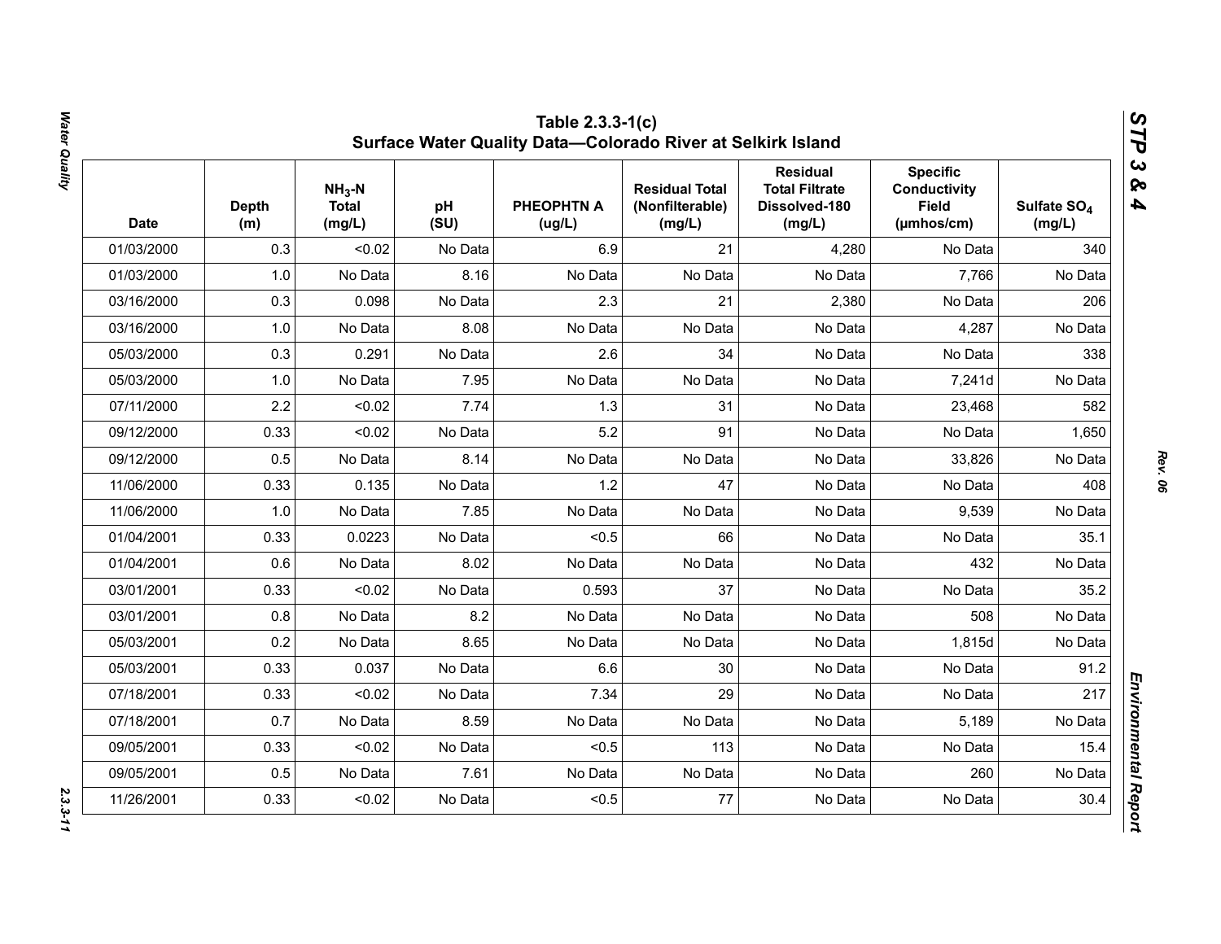## Table 2.3.3-1(c) Surface Water Quality Data—Colorado River at Selkirk Island

| Date | Depth (m) | $NH_3$-N Total (mg/L) | pH (SU) | PHEOPHTN A (ug/L) | Residual Total (Nonfilterable) (mg/L) | Residual Total Filtrate Dissolved-180 (mg/L) | Specific Conductivity Field (µmhos/cm) | Sulfate $SO_4$ (mg/L) |
|---|---|---|---|---|---|---|---|---|
| 01/03/2000 | 0.3 | <0.02 | No Data | 6.9 | 21 | 4,280 | No Data | 340 |
| 01/03/2000 | 1.0 | No Data | 8.16 | No Data | No Data | No Data | 7,766 | No Data |
| 03/16/2000 | 0.3 | 0.098 | No Data | 2.3 | 21 | 2,380 | No Data | 206 |
| 03/16/2000 | 1.0 | No Data | 8.08 | No Data | No Data | No Data | 4,287 | No Data |
| 05/03/2000 | 0.3 | 0.291 | No Data | 2.6 | 34 | No Data | No Data | 338 |
| 05/03/2000 | 1.0 | No Data | 7.95 | No Data | No Data | No Data | 7,241d | No Data |
| 07/11/2000 | 2.2 | <0.02 | 7.74 | 1.3 | 31 | No Data | 23,468 | 582 |
| 09/12/2000 | 0.33 | <0.02 | No Data | 5.2 | 91 | No Data | No Data | 1,650 |
| 09/12/2000 | 0.5 | No Data | 8.14 | No Data | No Data | No Data | 33,826 | No Data |
| 11/06/2000 | 0.33 | 0.135 | No Data | 1.2 | 47 | No Data | No Data | 408 |
| 11/06/2000 | 1.0 | No Data | 7.85 | No Data | No Data | No Data | 9,539 | No Data |
| 01/04/2001 | 0.33 | 0.0223 | No Data | <0.5 | 66 | No Data | No Data | 35.1 |
| 01/04/2001 | 0.6 | No Data | 8.02 | No Data | No Data | No Data | 432 | No Data |
| 03/01/2001 | 0.33 | <0.02 | No Data | 0.593 | 37 | No Data | No Data | 35.2 |
| 03/01/2001 | 0.8 | No Data | 8.2 | No Data | No Data | No Data | 508 | No Data |
| 05/03/2001 | 0.2 | No Data | 8.65 | No Data | No Data | No Data | 1,815d | No Data |
| 05/03/2001 | 0.33 | 0.037 | No Data | 6.6 | 30 | No Data | No Data | 91.2 |
| 07/18/2001 | 0.33 | <0.02 | No Data | 7.34 | 29 | No Data | No Data | 217 |
| 07/18/2001 | 0.7 | No Data | 8.59 | No Data | No Data | No Data | 5,189 | No Data |
| 09/05/2001 | 0.33 | <0.02 | No Data | <0.5 | 113 | No Data | No Data | 15.4 |
| 09/05/2001 | 0.5 | No Data | 7.61 | No Data | No Data | No Data | 260 | No Data |
| 11/26/2001 | 0.33 | <0.02 | No Data | <0.5 | 77 | No Data | No Data | 30.4 |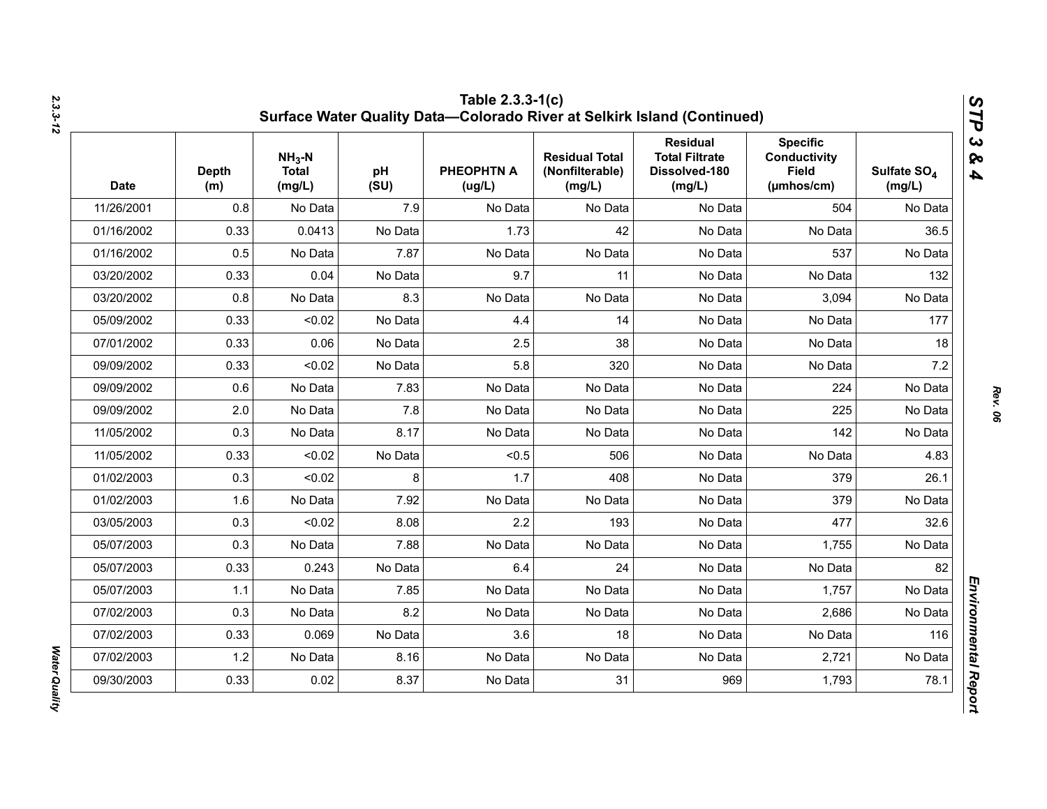## Table 2.3.3-1(c) Surface Water Quality Data—Colorado River at Selkirk Island (Continued)

| Date | Depth (m) | $NH_3$-N Total (mg/L) | pH (SU) | PHEOPHTN A (ug/L) | Residual Total (Nonfilterable) (mg/L) | Residual Total Filtrate Dissolved-180 (mg/L) | Specific Conductivity Field (µmhos/cm) | Sulfate $SO_4$ (mg/L) |
|---|---|---|---|---|---|---|---|---|
| 11/26/2001 | 0.8 | No Data | 7.9 | No Data | No Data | No Data | 504 | No Data |
| 01/16/2002 | 0.33 | 0.0413 | No Data | 1.73 | 42 | No Data | No Data | 36.5 |
| 01/16/2002 | 0.5 | No Data | 7.87 | No Data | No Data | No Data | 537 | No Data |
| 03/20/2002 | 0.33 | 0.04 | No Data | 9.7 | 11 | No Data | No Data | 132 |
| 03/20/2002 | 0.8 | No Data | 8.3 | No Data | No Data | No Data | 3,094 | No Data |
| 05/09/2002 | 0.33 | <0.02 | No Data | 4.4 | 14 | No Data | No Data | 177 |
| 07/01/2002 | 0.33 | 0.06 | No Data | 2.5 | 38 | No Data | No Data | 18 |
| 09/09/2002 | 0.33 | <0.02 | No Data | 5.8 | 320 | No Data | No Data | 7.2 |
| 09/09/2002 | 0.6 | No Data | 7.83 | No Data | No Data | No Data | 224 | No Data |
| 09/09/2002 | 2.0 | No Data | 7.8 | No Data | No Data | No Data | 225 | No Data |
| 11/05/2002 | 0.3 | No Data | 8.17 | No Data | No Data | No Data | 142 | No Data |
| 11/05/2002 | 0.33 | <0.02 | No Data | <0.5 | 506 | No Data | No Data | 4.83 |
| 01/02/2003 | 0.3 | <0.02 | 8 | 1.7 | 408 | No Data | 379 | 26.1 |
| 01/02/2003 | 1.6 | No Data | 7.92 | No Data | No Data | No Data | 379 | No Data |
| 03/05/2003 | 0.3 | <0.02 | 8.08 | 2.2 | 193 | No Data | 477 | 32.6 |
| 05/07/2003 | 0.3 | No Data | 7.88 | No Data | No Data | No Data | 1,755 | No Data |
| 05/07/2003 | 0.33 | 0.243 | No Data | 6.4 | 24 | No Data | No Data | 82 |
| 05/07/2003 | 1.1 | No Data | 7.85 | No Data | No Data | No Data | 1,757 | No Data |
| 07/02/2003 | 0.3 | No Data | 8.2 | No Data | No Data | No Data | 2,686 | No Data |
| 07/02/2003 | 0.33 | 0.069 | No Data | 3.6 | 18 | No Data | No Data | 116 |
| 07/02/2003 | 1.2 | No Data | 8.16 | No Data | No Data | No Data | 2,721 | No Data |
| 09/30/2003 | 0.33 | 0.02 | 8.37 | No Data | 31 | 969 | 1,793 | 78.1 |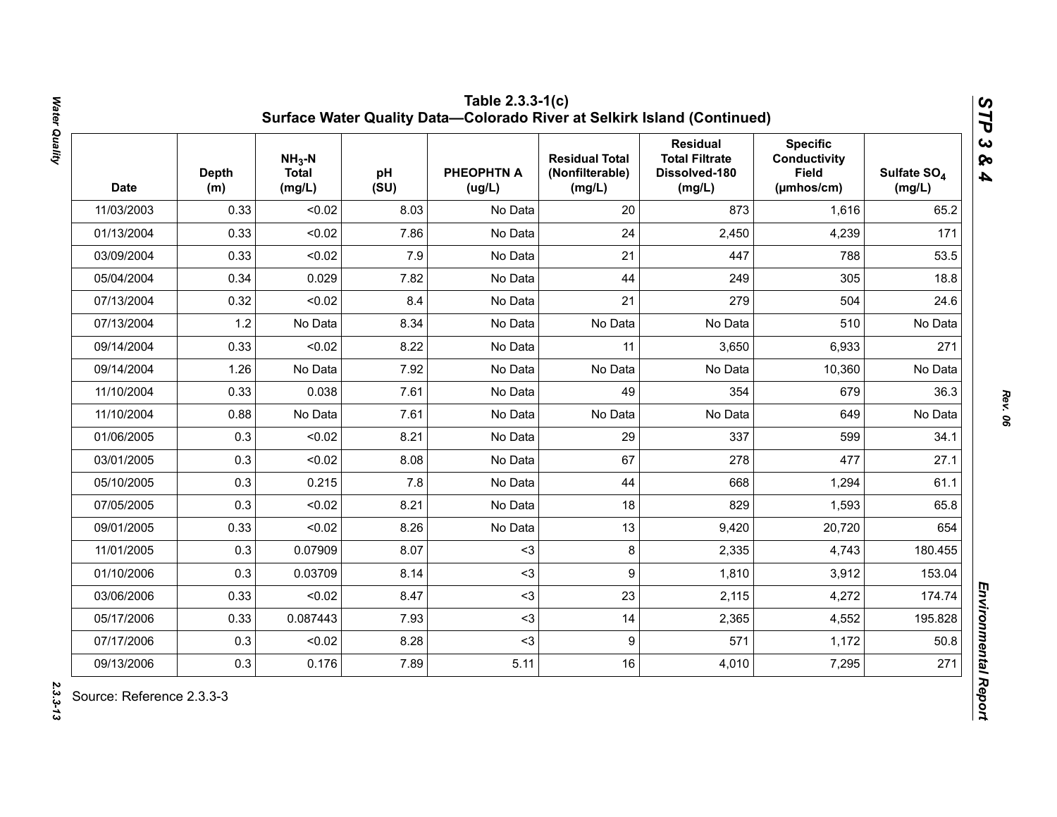# Table 2.3.3-1(c) Surface Water Quality Data—Colorado River at Selkirk Island (Continued)

| Date | Depth (m) | $NH_3$-N Total (mg/L) | pH (SU) | PHEOPHTN A (ug/L) | Residual Total (Nonfilterable) (mg/L) | Residual Total Filtrate Dissolved-180 (mg/L) | Specific Conductivity Field (µmhos/cm) | Sulfate $SO_4$ (mg/L) |
|---|---|---|---|---|---|---|---|---|
| 11/03/2003 | 0.33 | <0.02 | 8.03 | No Data | 20 | 873 | 1,616 | 65.2 |
| 01/13/2004 | 0.33 | <0.02 | 7.86 | No Data | 24 | 2,450 | 4,239 | 171 |
| 03/09/2004 | 0.33 | <0.02 | 7.9 | No Data | 21 | 447 | 788 | 53.5 |
| 05/04/2004 | 0.34 | 0.029 | 7.82 | No Data | 44 | 249 | 305 | 18.8 |
| 07/13/2004 | 0.32 | <0.02 | 8.4 | No Data | 21 | 279 | 504 | 24.6 |
| 07/13/2004 | 1.2 | No Data | 8.34 | No Data | No Data | No Data | 510 | No Data |
| 09/14/2004 | 0.33 | <0.02 | 8.22 | No Data | 11 | 3,650 | 6,933 | 271 |
| 09/14/2004 | 1.26 | No Data | 7.92 | No Data | No Data | No Data | 10,360 | No Data |
| 11/10/2004 | 0.33 | 0.038 | 7.61 | No Data | 49 | 354 | 679 | 36.3 |
| 11/10/2004 | 0.88 | No Data | 7.61 | No Data | No Data | No Data | 649 | No Data |
| 01/06/2005 | 0.3 | <0.02 | 8.21 | No Data | 29 | 337 | 599 | 34.1 |
| 03/01/2005 | 0.3 | <0.02 | 8.08 | No Data | 67 | 278 | 477 | 27.1 |
| 05/10/2005 | 0.3 | 0.215 | 7.8 | No Data | 44 | 668 | 1,294 | 61.1 |
| 07/05/2005 | 0.3 | <0.02 | 8.21 | No Data | 18 | 829 | 1,593 | 65.8 |
| 09/01/2005 | 0.33 | <0.02 | 8.26 | No Data | 13 | 9,420 | 20,720 | 654 |
| 11/01/2005 | 0.3 | 0.07909 | 8.07 | <3 | 8 | 2,335 | 4,743 | 180.455 |
| 01/10/2006 | 0.3 | 0.03709 | 8.14 | <3 | 9 | 1,810 | 3,912 | 153.04 |
| 03/06/2006 | 0.33 | <0.02 | 8.47 | <3 | 23 | 2,115 | 4,272 | 174.74 |
| 05/17/2006 | 0.33 | 0.087443 | 7.93 | <3 | 14 | 2,365 | 4,552 | 195.828 |
| 07/17/2006 | 0.3 | <0.02 | 8.28 | <3 | 9 | 571 | 1,172 | 50.8 |
| 09/13/2006 | 0.3 | 0.176 | 7.89 | 5.11 | 16 | 4,010 | 7,295 | 271 |

Source: Reference 2.3.3-3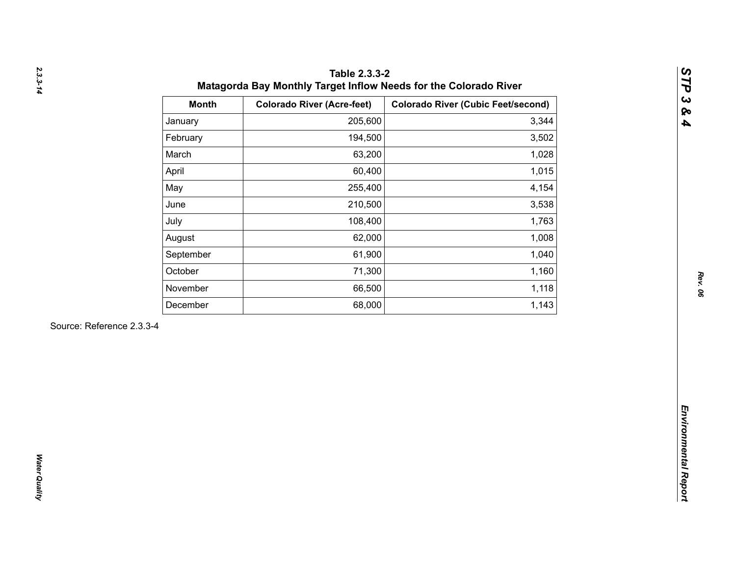**Table 2.3.3-2**
**Matagorda Bay Monthly Target Inflow Needs for the Colorado River**

| Month | Colorado River (Acre-feet) | Colorado River (Cubic Feet/second) |
|---|---|---|
| January | 205,600 | 3,344 |
| February | 194,500 | 3,502 |
| March | 63,200 | 1,028 |
| April | 60,400 | 1,015 |
| May | 255,400 | 4,154 |
| June | 210,500 | 3,538 |
| July | 108,400 | 1,763 |
| August | 62,000 | 1,008 |
| September | 61,900 | 1,040 |
| October | 71,300 | 1,160 |
| November | 66,500 | 1,118 |
| December | 68,000 | 1,143 |

Source: Reference 2.3.3-4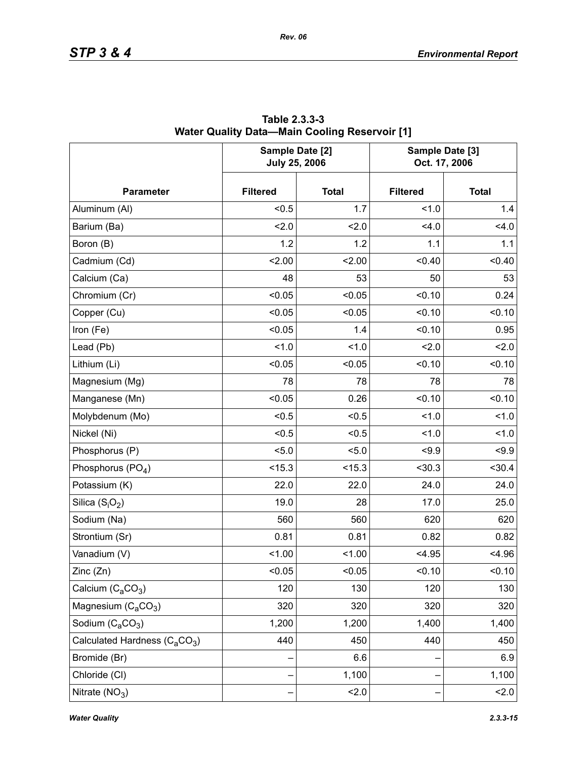**Table 2.3.3-3**
**Water Quality Data—Main Cooling Reservoir [1]**

| Parameter | Sample Date [2] July 25, 2006 | | Sample Date [3] Oct. 17, 2006 | |
|---|---|---|---|---|
| | Filtered | Total | Filtered | Total |
| Aluminum (Al) | <0.5 | 1.7 | <1.0 | 1.4 |
| Barium (Ba) | <2.0 | <2.0 | <4.0 | <4.0 |
| Boron (B) | 1.2 | 1.2 | 1.1 | 1.1 |
| Cadmium (Cd) | <2.00 | <2.00 | <0.40 | <0.40 |
| Calcium (Ca) | 48 | 53 | 50 | 53 |
| Chromium (Cr) | <0.05 | <0.05 | <0.10 | 0.24 |
| Copper (Cu) | <0.05 | <0.05 | <0.10 | <0.10 |
| Iron (Fe) | <0.05 | 1.4 | <0.10 | 0.95 |
| Lead (Pb) | <1.0 | <1.0 | <2.0 | <2.0 |
| Lithium (Li) | <0.05 | <0.05 | <0.10 | <0.10 |
| Magnesium (Mg) | 78 | 78 | 78 | 78 |
| Manganese (Mn) | <0.05 | 0.26 | <0.10 | <0.10 |
| Molybdenum (Mo) | <0.5 | <0.5 | <1.0 | <1.0 |
| Nickel (Ni) | <0.5 | <0.5 | <1.0 | <1.0 |
| Phosphorus (P) | <5.0 | <5.0 | <9.9 | <9.9 |
| Phosphorus ($PO_4$) | <15.3 | <15.3 | <30.3 | <30.4 |
| Potassium (K) | 22.0 | 22.0 | 24.0 | 24.0 |
| Silica ($S_iO_2$) | 19.0 | 28 | 17.0 | 25.0 |
| Sodium (Na) | 560 | 560 | 620 | 620 |
| Strontium (Sr) | 0.81 | 0.81 | 0.82 | 0.82 |
| Vanadium (V) | <1.00 | <1.00 | <4.95 | <4.96 |
| Zinc (Zn) | <0.05 | <0.05 | <0.10 | <0.10 |
| Calcium ($C_aCO_3$) | 120 | 130 | 120 | 130 |
| Magnesium ($C_aCO_3$) | 320 | 320 | 320 | 320 |
| Sodium ($C_aCO_3$) | 1,200 | 1,200 | 1,400 | 1,400 |
| Calculated Hardness ($C_aCO_3$) | 440 | 450 | 440 | 450 |
| Bromide (Br) | – | 6.6 | – | 6.9 |
| Chloride (Cl) | – | 1,100 | – | 1,100 |
| Nitrate ($NO_3$) | – | <2.0 | – | <2.0 |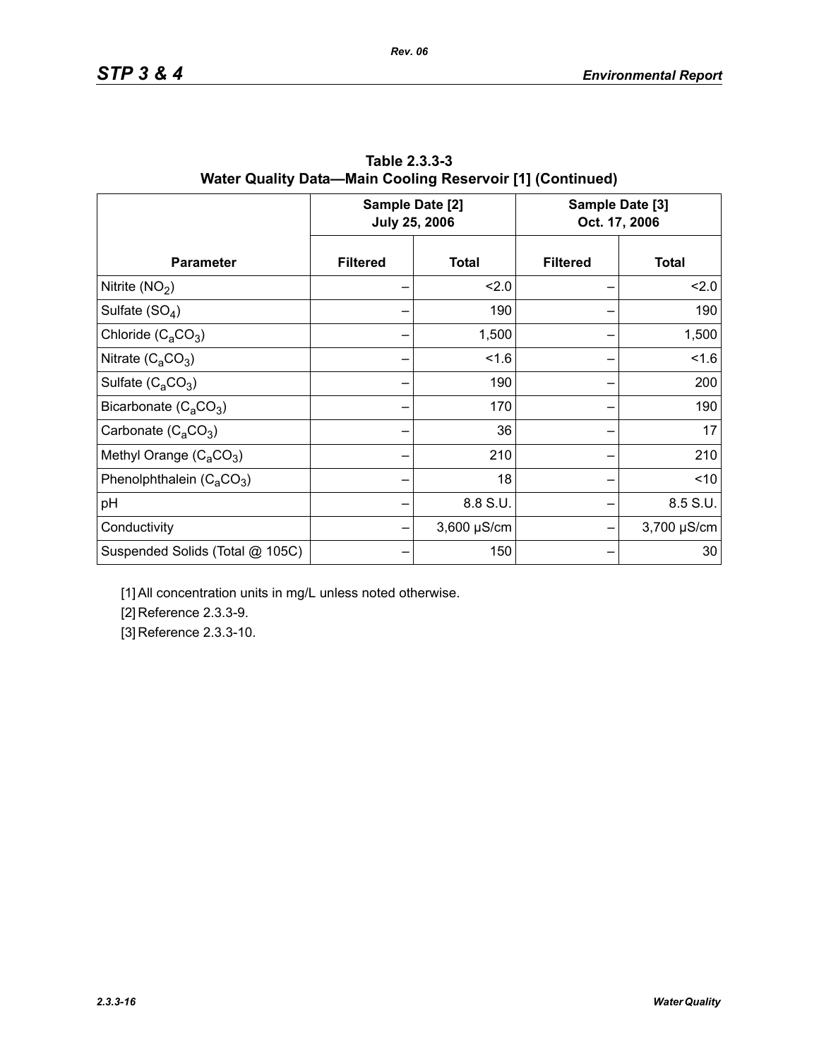**Table 2.3.3-3**
**Water Quality Data—Main Cooling Reservoir [1] (Continued)**

| Parameter | Sample Date [2] July 25, 2006 | | Sample Date [3] Oct. 17, 2006 | |
|---|---|---|---|---|
| | Filtered | Total | Filtered | Total |
| Nitrite ($NO_2$) | – | <2.0 | – | <2.0 |
| Sulfate ($SO_4$) | – | 190 | – | 190 |
| Chloride ($C_aCO_3$) | – | 1,500 | – | 1,500 |
| Nitrate ($C_aCO_3$) | – | <1.6 | – | <1.6 |
| Sulfate ($C_aCO_3$) | – | 190 | – | 200 |
| Bicarbonate ($C_aCO_3$) | – | 170 | – | 190 |
| Carbonate ($C_aCO_3$) | – | 36 | – | 17 |
| Methyl Orange ($C_aCO_3$) | – | 210 | – | 210 |
| Phenolphthalein ($C_aCO_3$) | – | 18 | – | <10 |
| pH | – | 8.8 S.U. | – | 8.5 S.U. |
| Conductivity | – | 3,600 μS/cm | – | 3,700 μS/cm |
| Suspended Solids (Total @ 105C) | – | 150 | – | 30 |

[1] All concentration units in mg/L unless noted otherwise.

[2] Reference 2.3.3-9.

[3] Reference 2.3.3-10.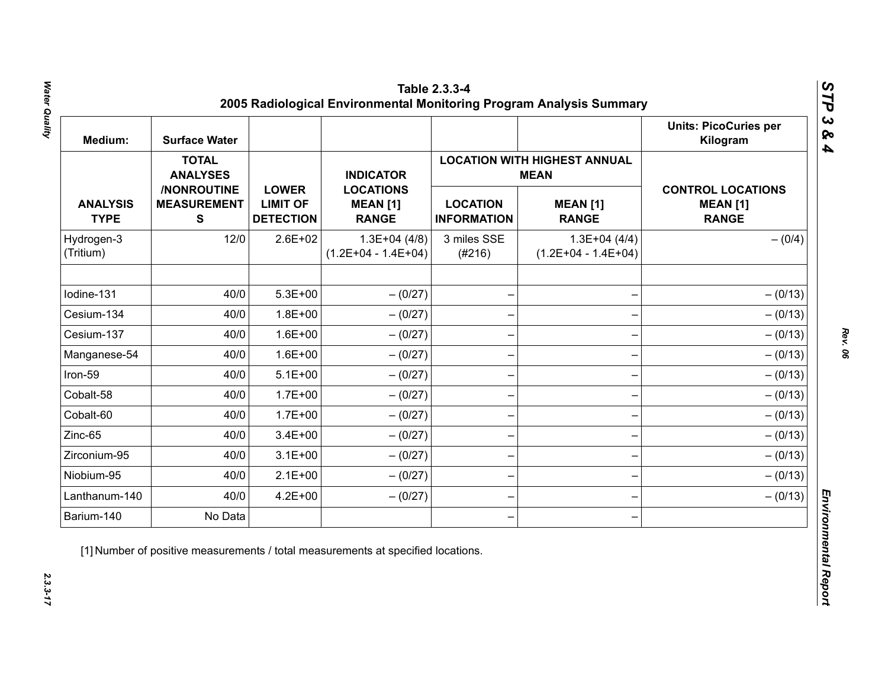**Table 2.3.3-4**
**2005 Radiological Environmental Monitoring Program Analysis Summary**

| Medium: | Surface Water | | | | | Units: PicoCuries per Kilogram |
|---|---|---|---|---|---|---|
| | | | | LOCATION WITH HIGHEST ANNUAL MEAN | | |
| ANALYSIS TYPE | TOTAL ANALYSES /NONROUTINE MEASUREMENTS | LOWER LIMIT OF DETECTION | INDICATOR LOCATIONS MEAN [1] RANGE | LOCATION INFORMATION | MEAN [1] RANGE | CONTROL LOCATIONS MEAN [1] RANGE |
| Hydrogen-3 (Tritium) | 12/0 | 2.6E+02 | 1.3E+04 (4/8) (1.2E+04 - 1.4E+04) | 3 miles SSE (#216) | 1.3E+04 (4/4) (1.2E+04 - 1.4E+04) | – (0/4) |
| | | | | | | |
| Iodine-131 | 40/0 | 5.3E+00 | – (0/27) | – | – | – (0/13) |
| Cesium-134 | 40/0 | 1.8E+00 | – (0/27) | – | – | – (0/13) |
| Cesium-137 | 40/0 | 1.6E+00 | – (0/27) | – | – | – (0/13) |
| Manganese-54 | 40/0 | 1.6E+00 | – (0/27) | – | – | – (0/13) |
| Iron-59 | 40/0 | 5.1E+00 | – (0/27) | – | – | – (0/13) |
| Cobalt-58 | 40/0 | 1.7E+00 | – (0/27) | – | – | – (0/13) |
| Cobalt-60 | 40/0 | 1.7E+00 | – (0/27) | – | – | – (0/13) |
| Zinc-65 | 40/0 | 3.4E+00 | – (0/27) | – | – | – (0/13) |
| Zirconium-95 | 40/0 | 3.1E+00 | – (0/27) | – | – | – (0/13) |
| Niobium-95 | 40/0 | 2.1E+00 | – (0/27) | – | – | – (0/13) |
| Lanthanum-140 | 40/0 | 4.2E+00 | – (0/27) | – | – | – (0/13) |
| Barium-140 | No Data | | | – | – | |

[1] Number of positive measurements / total measurements at specified locations.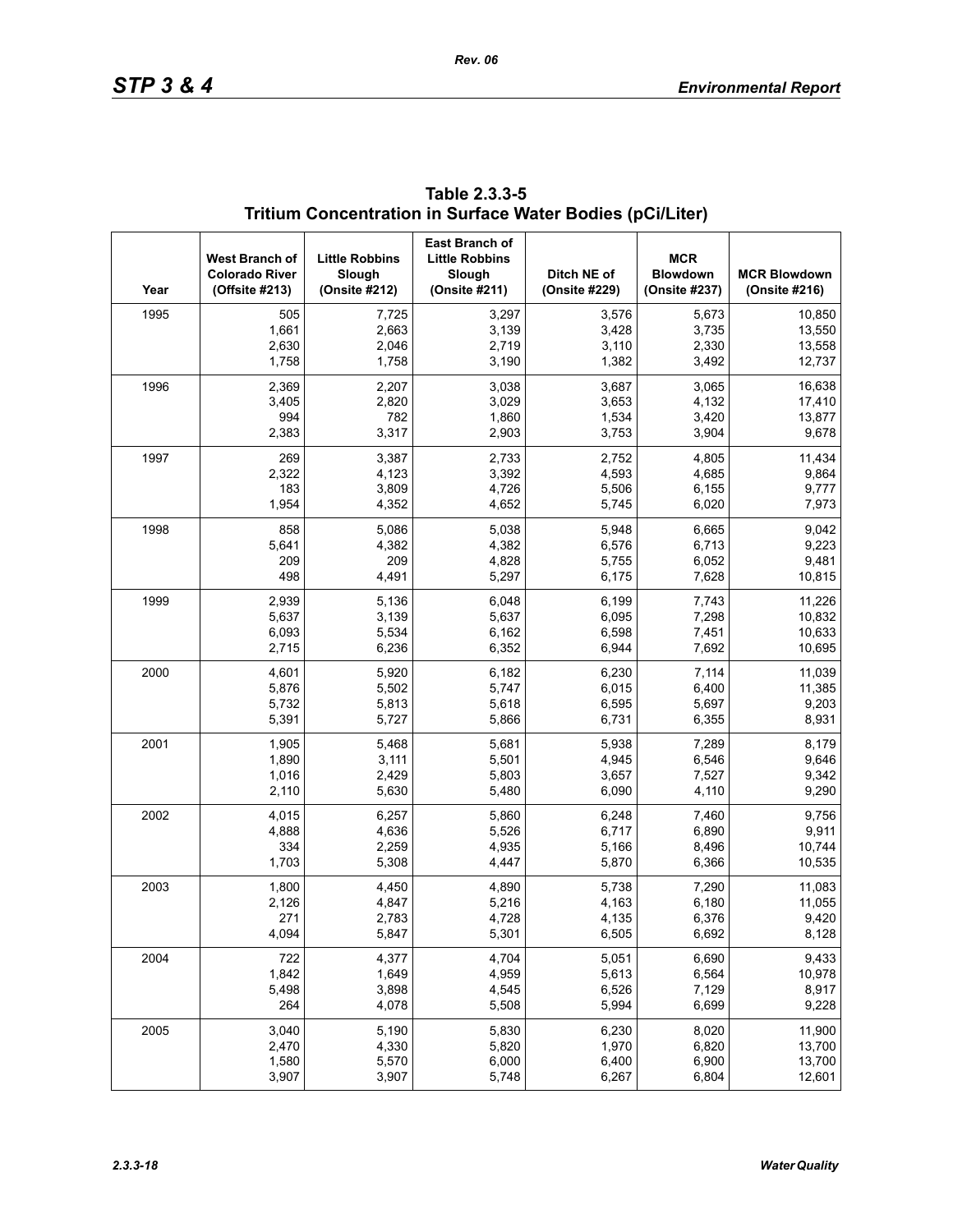**Table 2.3.3-5**
**Tritium Concentration in Surface Water Bodies (pCi/Liter)**

| Year | West Branch of Colorado River (Offsite #213) | Little Robbins Slough (Onsite #212) | East Branch of Little Robbins Slough (Onsite #211) | Ditch NE of (Onsite #229) | MCR Blowdown (Onsite #237) | MCR Blowdown (Onsite #216) |
|---|---|---|---|---|---|---|
| 1995 | 505 | 7,725 | 3,297 | 3,576 | 5,673 | 10,850 |
| | 1,661 | 2,663 | 3,139 | 3,428 | 3,735 | 13,550 |
| | 2,630 | 2,046 | 2,719 | 3,110 | 2,330 | 13,558 |
| | 1,758 | 1,758 | 3,190 | 1,382 | 3,492 | 12,737 |
| 1996 | 2,369 | 2,207 | 3,038 | 3,687 | 3,065 | 16,638 |
| | 3,405 | 2,820 | 3,029 | 3,653 | 4,132 | 17,410 |
| | 994 | 782 | 1,860 | 1,534 | 3,420 | 13,877 |
| | 2,383 | 3,317 | 2,903 | 3,753 | 3,904 | 9,678 |
| 1997 | 269 | 3,387 | 2,733 | 2,752 | 4,805 | 11,434 |
| | 2,322 | 4,123 | 3,392 | 4,593 | 4,685 | 9,864 |
| | 183 | 3,809 | 4,726 | 5,506 | 6,155 | 9,777 |
| | 1,954 | 4,352 | 4,652 | 5,745 | 6,020 | 7,973 |
| 1998 | 858 | 5,086 | 5,038 | 5,948 | 6,665 | 9,042 |
| | 5,641 | 4,382 | 4,382 | 6,576 | 6,713 | 9,223 |
| | 209 | 209 | 4,828 | 5,755 | 6,052 | 9,481 |
| | 498 | 4,491 | 5,297 | 6,175 | 7,628 | 10,815 |
| 1999 | 2,939 | 5,136 | 6,048 | 6,199 | 7,743 | 11,226 |
| | 5,637 | 3,139 | 5,637 | 6,095 | 7,298 | 10,832 |
| | 6,093 | 5,534 | 6,162 | 6,598 | 7,451 | 10,633 |
| | 2,715 | 6,236 | 6,352 | 6,944 | 7,692 | 10,695 |
| 2000 | 4,601 | 5,920 | 6,182 | 6,230 | 7,114 | 11,039 |
| | 5,876 | 5,502 | 5,747 | 6,015 | 6,400 | 11,385 |
| | 5,732 | 5,813 | 5,618 | 6,595 | 5,697 | 9,203 |
| | 5,391 | 5,727 | 5,866 | 6,731 | 6,355 | 8,931 |
| 2001 | 1,905 | 5,468 | 5,681 | 5,938 | 7,289 | 8,179 |
| | 1,890 | 3,111 | 5,501 | 4,945 | 6,546 | 9,646 |
| | 1,016 | 2,429 | 5,803 | 3,657 | 7,527 | 9,342 |
| | 2,110 | 5,630 | 5,480 | 6,090 | 4,110 | 9,290 |
| 2002 | 4,015 | 6,257 | 5,860 | 6,248 | 7,460 | 9,756 |
| | 4,888 | 4,636 | 5,526 | 6,717 | 6,890 | 9,911 |
| | 334 | 2,259 | 4,935 | 5,166 | 8,496 | 10,744 |
| | 1,703 | 5,308 | 4,447 | 5,870 | 6,366 | 10,535 |
| 2003 | 1,800 | 4,450 | 4,890 | 5,738 | 7,290 | 11,083 |
| | 2,126 | 4,847 | 5,216 | 4,163 | 6,180 | 11,055 |
| | 271 | 2,783 | 4,728 | 4,135 | 6,376 | 9,420 |
| | 4,094 | 5,847 | 5,301 | 6,505 | 6,692 | 8,128 |
| 2004 | 722 | 4,377 | 4,704 | 5,051 | 6,690 | 9,433 |
| | 1,842 | 1,649 | 4,959 | 5,613 | 6,564 | 10,978 |
| | 5,498 | 3,898 | 4,545 | 6,526 | 7,129 | 8,917 |
| | 264 | 4,078 | 5,508 | 5,994 | 6,699 | 9,228 |
| 2005 | 3,040 | 5,190 | 5,830 | 6,230 | 8,020 | 11,900 |
| | 2,470 | 4,330 | 5,820 | 1,970 | 6,820 | 13,700 |
| | 1,580 | 5,570 | 6,000 | 6,400 | 6,900 | 13,700 |
| | 3,907 | 3,907 | 5,748 | 6,267 | 6,804 | 12,601 |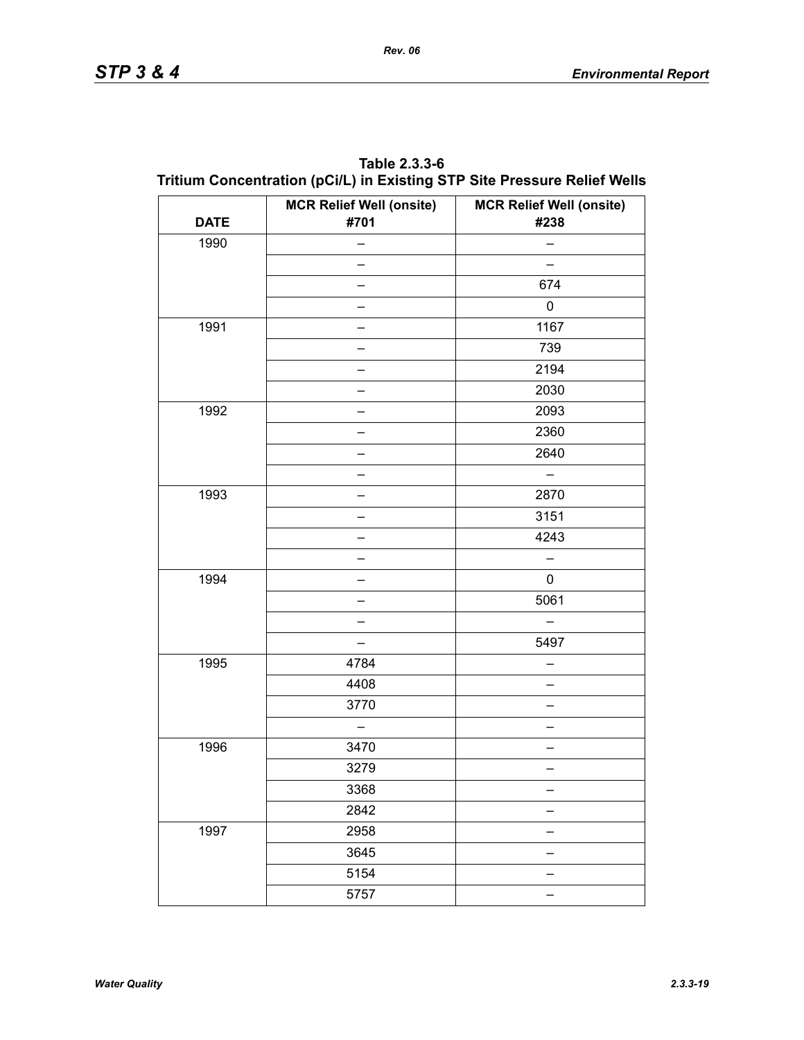**Table 2.3.3-6**
**Tritium Concentration (pCi/L) in Existing STP Site Pressure Relief Wells**

| DATE | MCR Relief Well (onsite) #701 | MCR Relief Well (onsite) #238 |
|---|---|---|
| 1990 | – | – |
| | – | – |
| | – | 674 |
| | – | 0 |
| 1991 | – | 1167 |
| | – | 739 |
| | – | 2194 |
| | – | 2030 |
| 1992 | – | 2093 |
| | – | 2360 |
| | – | 2640 |
| | – | – |
| 1993 | – | 2870 |
| | – | 3151 |
| | – | 4243 |
| | – | – |
| 1994 | – | 0 |
| | – | 5061 |
| | – | – |
| | – | 5497 |
| 1995 | 4784 | – |
| | 4408 | – |
| | 3770 | – |
| | – | – |
| 1996 | 3470 | – |
| | 3279 | – |
| | 3368 | – |
| | 2842 | – |
| 1997 | 2958 | – |
| | 3645 | – |
| | 5154 | – |
| | 5757 | – |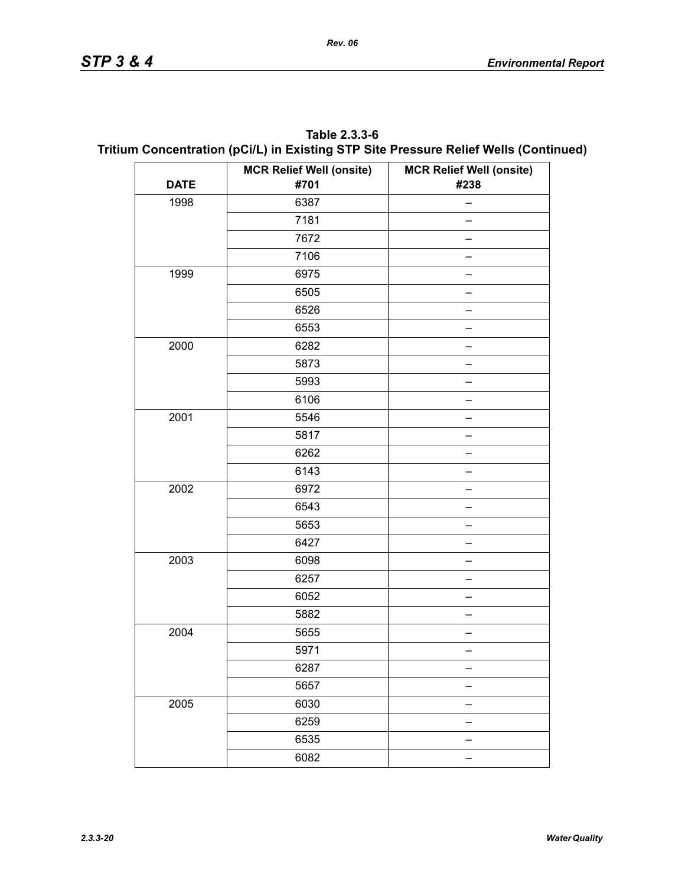**Table 2.3.3-6**
**Tritium Concentration (pCi/L) in Existing STP Site Pressure Relief Wells (Continued)**

| DATE | MCR Relief Well (onsite) #701 | MCR Relief Well (onsite) #238 |
|---|---|---|
| 1998 | 6387 | – |
| | 7181 | – |
| | 7672 | – |
| | 7106 | – |
| 1999 | 6975 | – |
| | 6505 | – |
| | 6526 | – |
| | 6553 | – |
| 2000 | 6282 | – |
| | 5873 | – |
| | 5993 | – |
| | 6106 | – |
| 2001 | 5546 | – |
| | 5817 | – |
| | 6262 | – |
| | 6143 | – |
| 2002 | 6972 | – |
| | 6543 | – |
| | 5653 | – |
| | 6427 | – |
| 2003 | 6098 | – |
| | 6257 | – |
| | 6052 | – |
| | 5882 | – |
| 2004 | 5655 | – |
| | 5971 | – |
| | 6287 | – |
| | 5657 | – |
| 2005 | 6030 | – |
| | 6259 | – |
| | 6535 | – |
| | 6082 | – |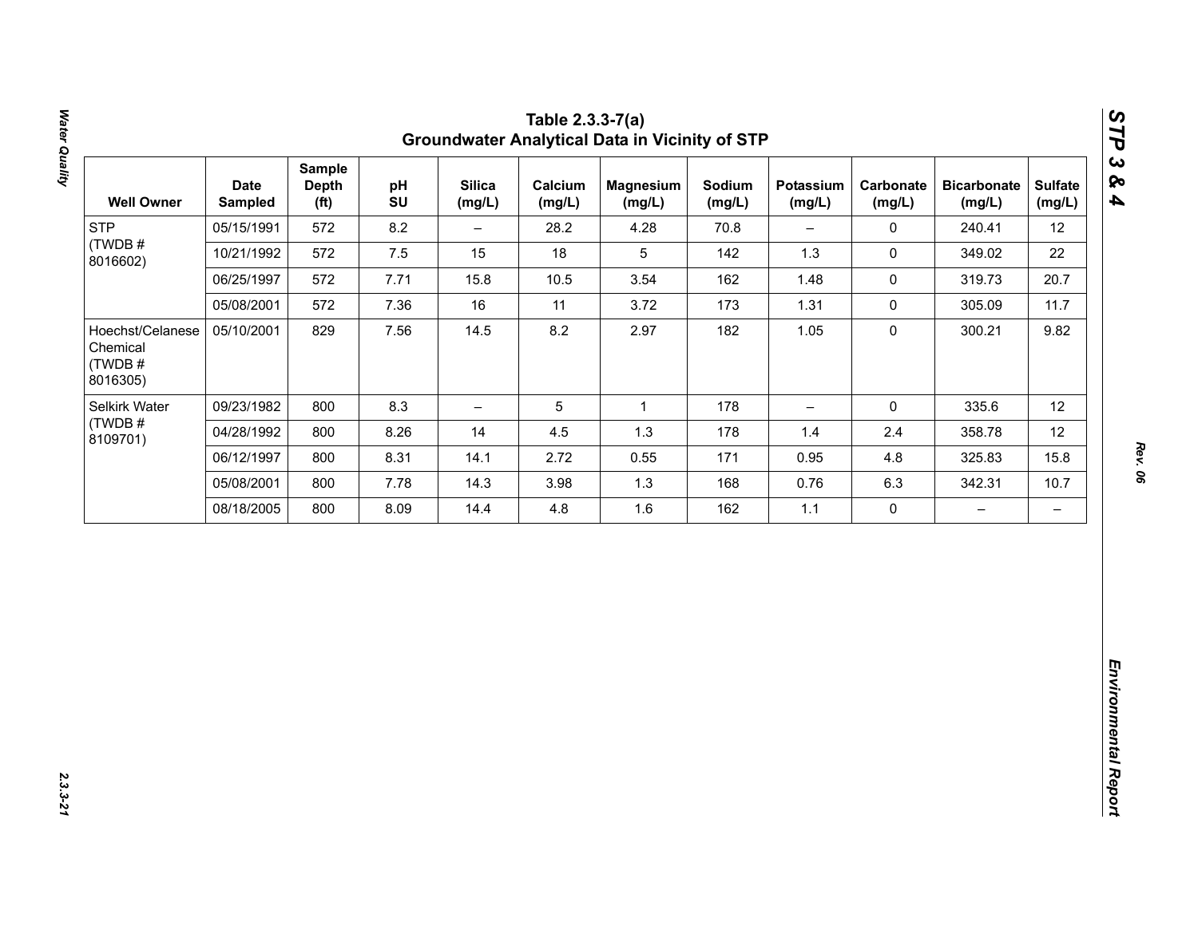# Table 2.3.3-7(a)
## Groundwater Analytical Data in Vicinity of STP

| Well Owner | Date Sampled | Sample Depth (ft) | pH SU | Silica (mg/L) | Calcium (mg/L) | Magnesium (mg/L) | Sodium (mg/L) | Potassium (mg/L) | Carbonate (mg/L) | Bicarbonate (mg/L) | Sulfate (mg/L) |
|---|---|---|---|---|---|---|---|---|---|---|---|
| STP (TWDB # 8016602) | 05/15/1991 | 572 | 8.2 | – | 28.2 | 4.28 | 70.8 | – | 0 | 240.41 | 12 |
| | 10/21/1992 | 572 | 7.5 | 15 | 18 | 5 | 142 | 1.3 | 0 | 349.02 | 22 |
| | 06/25/1997 | 572 | 7.71 | 15.8 | 10.5 | 3.54 | 162 | 1.48 | 0 | 319.73 | 20.7 |
| | 05/08/2001 | 572 | 7.36 | 16 | 11 | 3.72 | 173 | 1.31 | 0 | 305.09 | 11.7 |
| Hoechst/Celanese Chemical (TWDB # 8016305) | 05/10/2001 | 829 | 7.56 | 14.5 | 8.2 | 2.97 | 182 | 1.05 | 0 | 300.21 | 9.82 |
| Selkirk Water (TWDB # 8109701) | 09/23/1982 | 800 | 8.3 | – | 5 | 1 | 178 | – | 0 | 335.6 | 12 |
| | 04/28/1992 | 800 | 8.26 | 14 | 4.5 | 1.3 | 178 | 1.4 | 2.4 | 358.78 | 12 |
| | 06/12/1997 | 800 | 8.31 | 14.1 | 2.72 | 0.55 | 171 | 0.95 | 4.8 | 325.83 | 15.8 |
| | 05/08/2001 | 800 | 7.78 | 14.3 | 3.98 | 1.3 | 168 | 0.76 | 6.3 | 342.31 | 10.7 |
| | 08/18/2005 | 800 | 8.09 | 14.4 | 4.8 | 1.6 | 162 | 1.1 | 0 | – | – |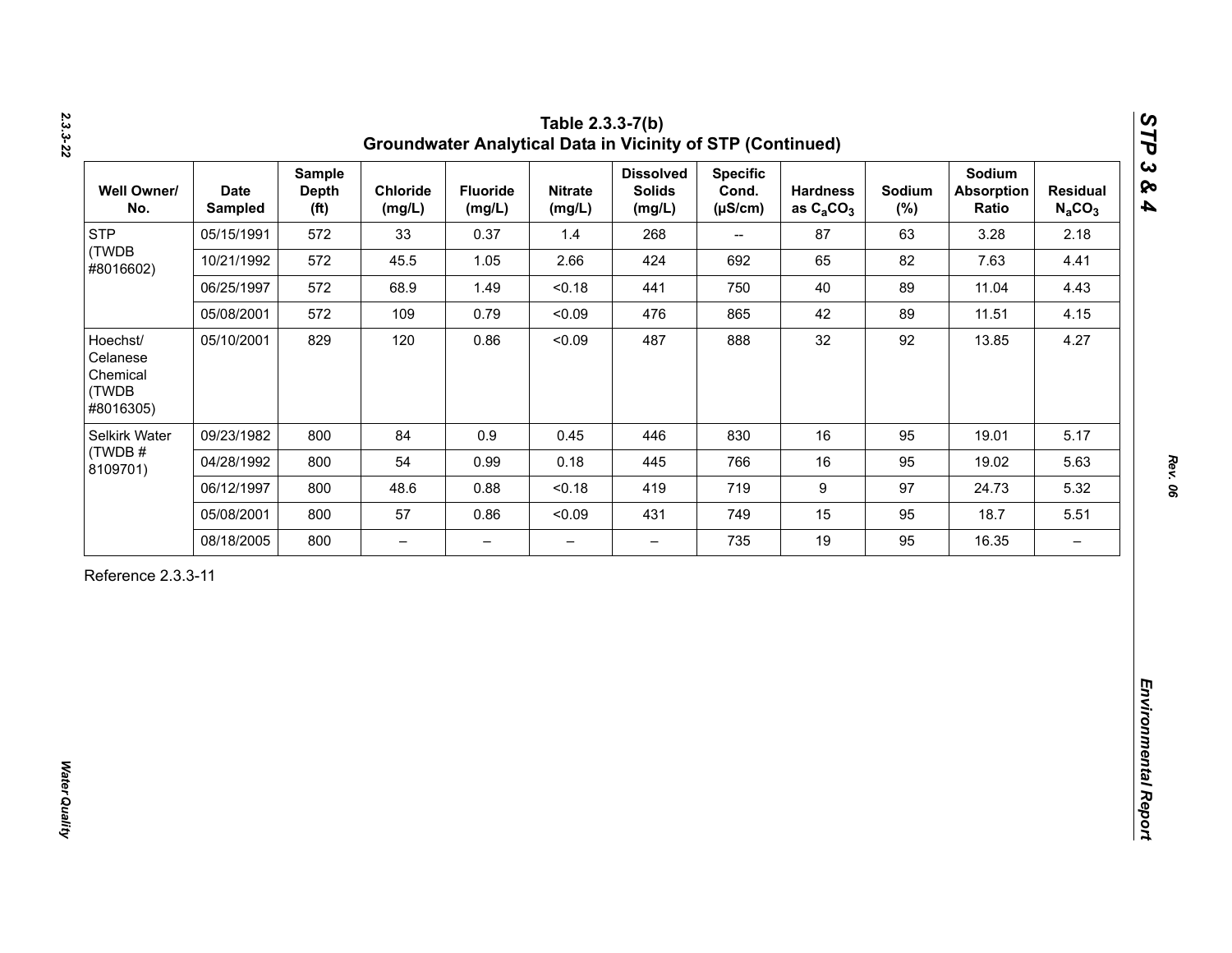**Table 2.3.3-7(b)**
**Groundwater Analytical Data in Vicinity of STP (Continued)**

| Well Owner/ No. | Date Sampled | Sample Depth (ft) | Chloride (mg/L) | Fluoride (mg/L) | Nitrate (mg/L) | Dissolved Solids (mg/L) | Specific Cond. (µS/cm) | Hardness as $C_aCO_3$ | Sodium (%) | Sodium Absorption Ratio | Residual $N_aCO_3$ |
|---|---|---|---|---|---|---|---|---|---|---|---|
| STP (TWDB #8016602) | 05/15/1991 | 572 | 33 | 0.37 | 1.4 | 268 | -- | 87 | 63 | 3.28 | 2.18 |
| | 10/21/1992 | 572 | 45.5 | 1.05 | 2.66 | 424 | 692 | 65 | 82 | 7.63 | 4.41 |
| | 06/25/1997 | 572 | 68.9 | 1.49 | <0.18 | 441 | 750 | 40 | 89 | 11.04 | 4.43 |
| | 05/08/2001 | 572 | 109 | 0.79 | <0.09 | 476 | 865 | 42 | 89 | 11.51 | 4.15 |
| Hoechst/ Celanese Chemical (TWDB #8016305) | 05/10/2001 | 829 | 120 | 0.86 | <0.09 | 487 | 888 | 32 | 92 | 13.85 | 4.27 |
| Selkirk Water (TWDB # 8109701) | 09/23/1982 | 800 | 84 | 0.9 | 0.45 | 446 | 830 | 16 | 95 | 19.01 | 5.17 |
| | 04/28/1992 | 800 | 54 | 0.99 | 0.18 | 445 | 766 | 16 | 95 | 19.02 | 5.63 |
| | 06/12/1997 | 800 | 48.6 | 0.88 | <0.18 | 419 | 719 | 9 | 97 | 24.73 | 5.32 |
| | 05/08/2001 | 800 | 57 | 0.86 | <0.09 | 431 | 749 | 15 | 95 | 18.7 | 5.51 |
| | 08/18/2005 | 800 | – | – | – | – | 735 | 19 | 95 | 16.35 | – |

Reference 2.3.3-11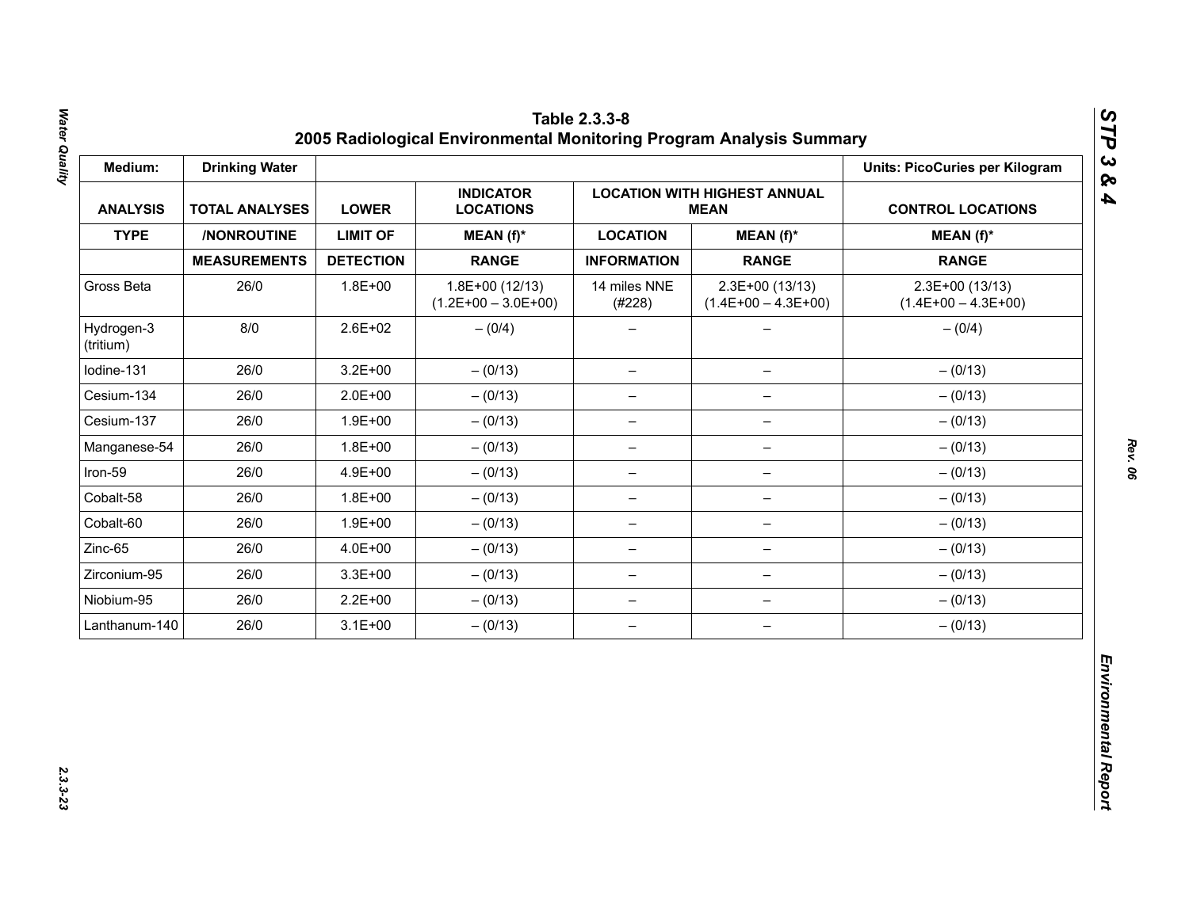# Table 2.3.3-8
## 2005 Radiological Environmental Monitoring Program Analysis Summary

| Medium: | Drinking Water | | | | | Units: PicoCuries per Kilogram |
|---|---|---|---|---|---|---|
| ANALYSIS | TOTAL ANALYSES | LOWER | INDICATOR LOCATIONS | LOCATION WITH HIGHEST ANNUAL MEAN | | CONTROL LOCATIONS |
| TYPE | /NONROUTINE | LIMIT OF | MEAN (f)* | LOCATION | MEAN (f)* | MEAN (f)* |
| | MEASUREMENTS | DETECTION | RANGE | INFORMATION | RANGE | RANGE |
| Gross Beta | 26/0 | 1.8E+00 | 1.8E+00 (12/13) (1.2E+00 – 3.0E+00) | 14 miles NNE (#228) | 2.3E+00 (13/13) (1.4E+00 – 4.3E+00) | 2.3E+00 (13/13) (1.4E+00 – 4.3E+00) |
| Hydrogen-3 (tritium) | 8/0 | 2.6E+02 | – (0/4) | – | – | – (0/4) |
| Iodine-131 | 26/0 | 3.2E+00 | – (0/13) | – | – | – (0/13) |
| Cesium-134 | 26/0 | 2.0E+00 | – (0/13) | – | – | – (0/13) |
| Cesium-137 | 26/0 | 1.9E+00 | – (0/13) | – | – | – (0/13) |
| Manganese-54 | 26/0 | 1.8E+00 | – (0/13) | – | – | – (0/13) |
| Iron-59 | 26/0 | 4.9E+00 | – (0/13) | – | – | – (0/13) |
| Cobalt-58 | 26/0 | 1.8E+00 | – (0/13) | – | – | – (0/13) |
| Cobalt-60 | 26/0 | 1.9E+00 | – (0/13) | – | – | – (0/13) |
| Zinc-65 | 26/0 | 4.0E+00 | – (0/13) | – | – | – (0/13) |
| Zirconium-95 | 26/0 | 3.3E+00 | – (0/13) | – | – | – (0/13) |
| Niobium-95 | 26/0 | 2.2E+00 | – (0/13) | – | – | – (0/13) |
| Lanthanum-140 | 26/0 | 3.1E+00 | – (0/13) | – | – | – (0/13) |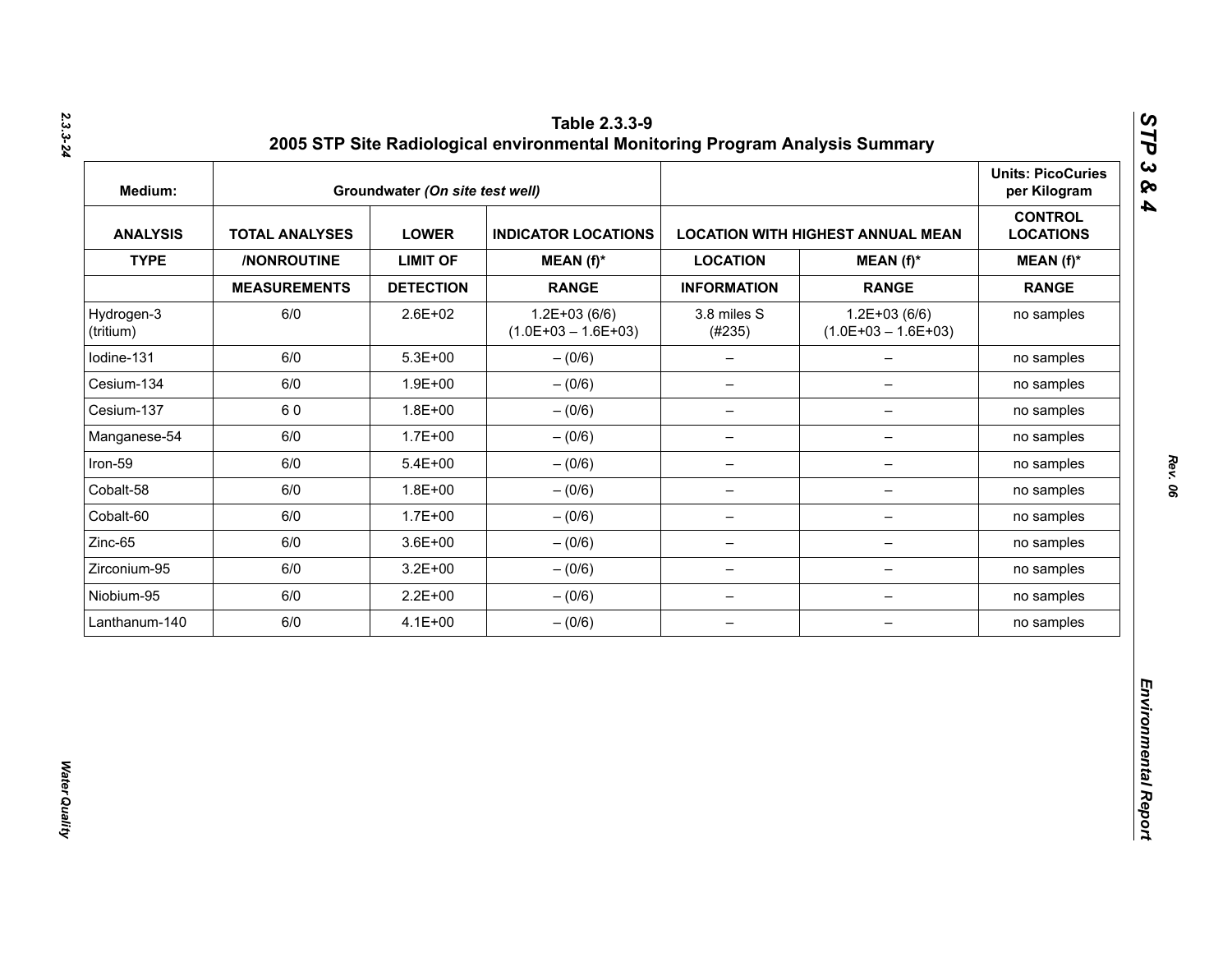**Table 2.3.3-9**
**2005 STP Site Radiological environmental Monitoring Program Analysis Summary**

| Medium: | Groundwater *(On site test well)* | | | | | Units: PicoCuries per Kilogram |
|---|---|---|---|---|---|---|
| **ANALYSIS** | **TOTAL ANALYSES** | **LOWER** | **INDICATOR LOCATIONS** | **LOCATION WITH HIGHEST ANNUAL MEAN** | | **CONTROL LOCATIONS** |
| **TYPE** | **/NONROUTINE** | **LIMIT OF** | **MEAN (f)*** | **LOCATION** | **MEAN (f)*** | **MEAN (f)*** |
| | **MEASUREMENTS** | **DETECTION** | **RANGE** | **INFORMATION** | **RANGE** | **RANGE** |
| Hydrogen-3 (tritium) | 6/0 | 2.6E+02 | 1.2E+03 (6/6) (1.0E+03 – 1.6E+03) | 3.8 miles S (#235) | 1.2E+03 (6/6) (1.0E+03 – 1.6E+03) | no samples |
| Iodine-131 | 6/0 | 5.3E+00 | – (0/6) | – | – | no samples |
| Cesium-134 | 6/0 | 1.9E+00 | – (0/6) | – | – | no samples |
| Cesium-137 | 6 0 | 1.8E+00 | – (0/6) | – | – | no samples |
| Manganese-54 | 6/0 | 1.7E+00 | – (0/6) | – | – | no samples |
| Iron-59 | 6/0 | 5.4E+00 | – (0/6) | – | – | no samples |
| Cobalt-58 | 6/0 | 1.8E+00 | – (0/6) | – | – | no samples |
| Cobalt-60 | 6/0 | 1.7E+00 | – (0/6) | – | – | no samples |
| Zinc-65 | 6/0 | 3.6E+00 | – (0/6) | – | – | no samples |
| Zirconium-95 | 6/0 | 3.2E+00 | – (0/6) | – | – | no samples |
| Niobium-95 | 6/0 | 2.2E+00 | – (0/6) | – | – | no samples |
| Lanthanum-140 | 6/0 | 4.1E+00 | – (0/6) | – | – | no samples |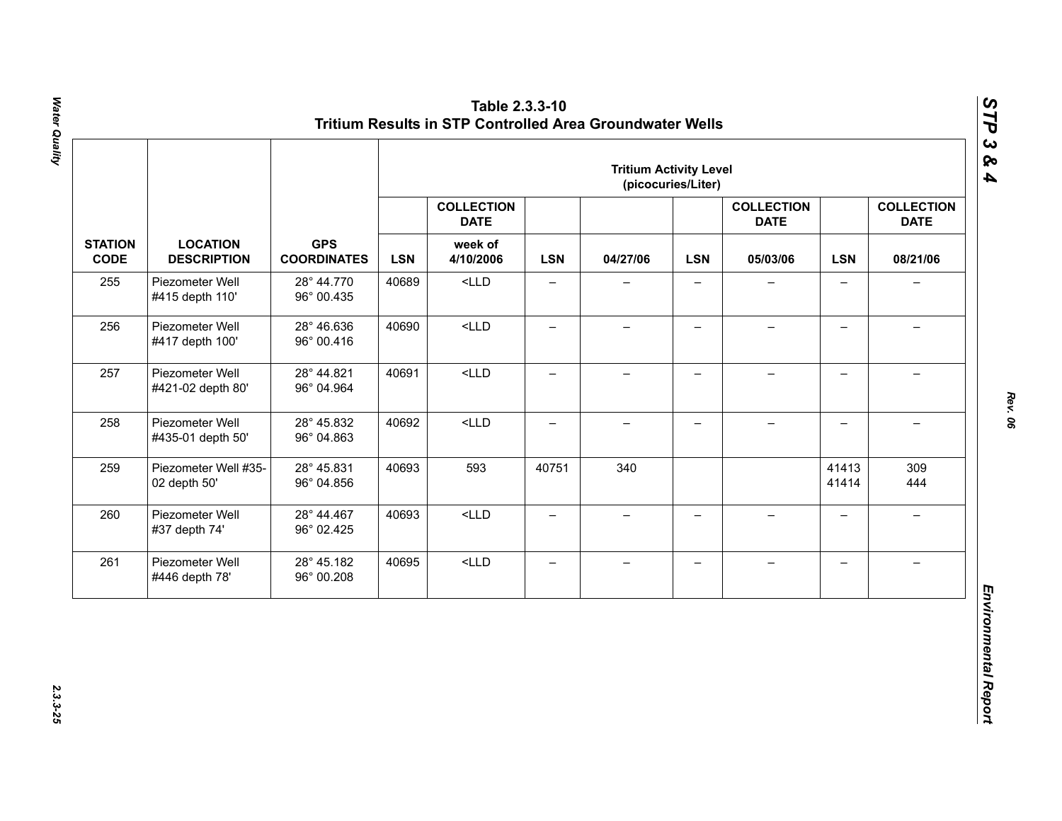# Table 2.3.3-10
## Tritium Results in STP Controlled Area Groundwater Wells

| | | | Tritium Activity Level (picocuries/Liter) | | | | | | | |
|---|---|---|---|---|---|---|---|---|---|---|
| | | | | COLLECTION DATE | | | | COLLECTION DATE | | COLLECTION DATE |
| STATION CODE | LOCATION DESCRIPTION | GPS COORDINATES | LSN | week of 4/10/2006 | LSN | 04/27/06 | LSN | 05/03/06 | LSN | 08/21/06 |
| 255 | Piezometer Well #415 depth 110' | 28° 44.770 96° 00.435 | 40689 | <LLD | – | – | – | – | – | – |
| 256 | Piezometer Well #417 depth 100' | 28° 46.636 96° 00.416 | 40690 | <LLD | – | – | – | – | – | – |
| 257 | Piezometer Well #421-02 depth 80' | 28° 44.821 96° 04.964 | 40691 | <LLD | – | – | – | – | – | – |
| 258 | Piezometer Well #435-01 depth 50' | 28° 45.832 96° 04.863 | 40692 | <LLD | – | – | – | – | – | – |
| 259 | Piezometer Well #35-02 depth 50' | 28° 45.831 96° 04.856 | 40693 | 593 | 40751 | 340 | | | 41413 41414 | 309 444 |
| 260 | Piezometer Well #37 depth 74' | 28° 44.467 96° 02.425 | 40693 | <LLD | – | – | – | – | – | – |
| 261 | Piezometer Well #446 depth 78' | 28° 45.182 96° 00.208 | 40695 | <LLD | – | – | – | – | – | – |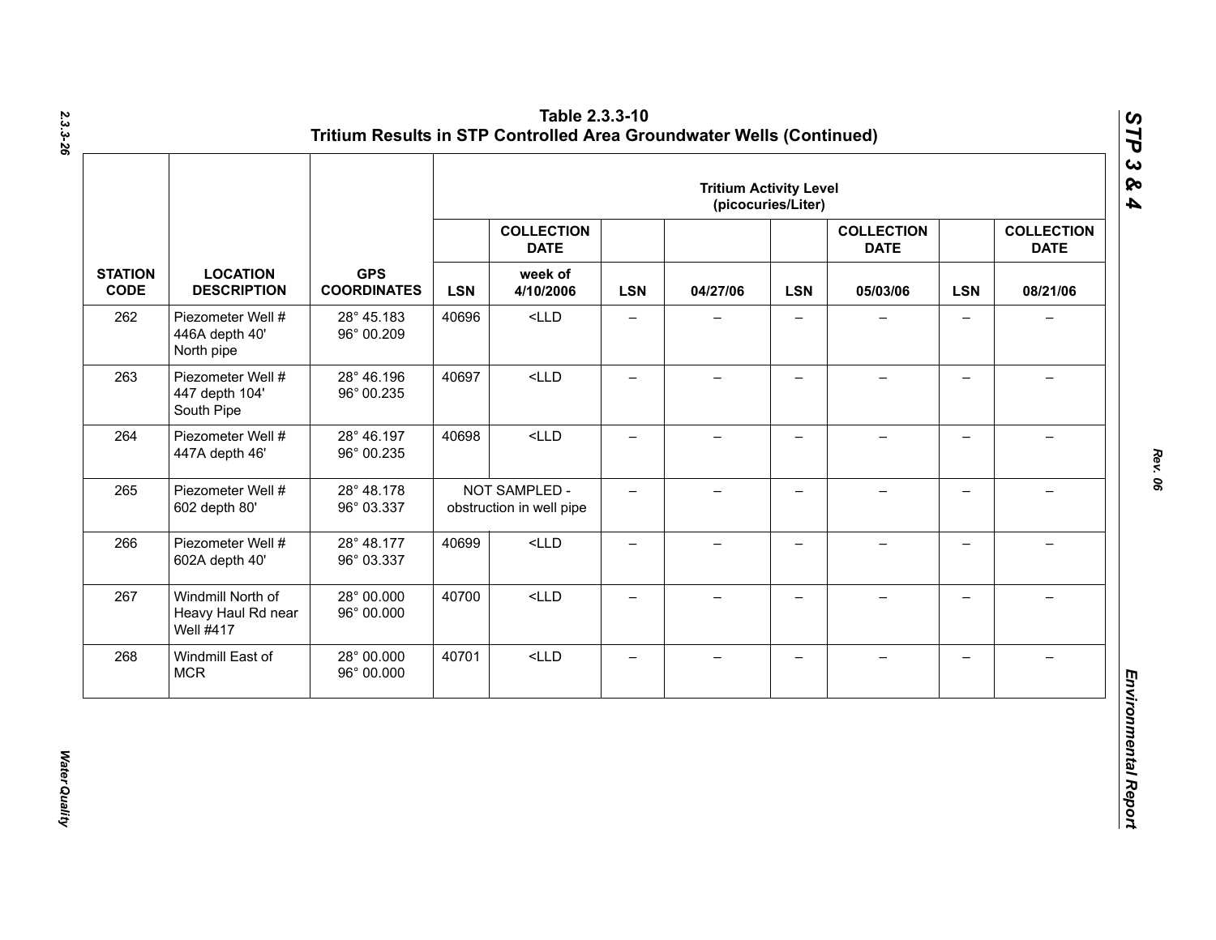# Table 2.3.3-10
## Tritium Results in STP Controlled Area Groundwater Wells (Continued)

| STATION CODE | LOCATION DESCRIPTION | GPS COORDINATES | Tritium Activity Level (picocuries/Liter) | | | | | | | |
|---|---|---|---|---|---|---|---|---|---|---|
| | | | | COLLECTION DATE | | | | COLLECTION DATE | | COLLECTION DATE |
| | | | LSN | week of 4/10/2006 | LSN | 04/27/06 | LSN | 05/03/06 | LSN | 08/21/06 |
| 262 | Piezometer Well # 446A depth 40' North pipe | 28° 45.183 96° 00.209 | 40696 | <LLD | – | – | – | – | – | – |
| 263 | Piezometer Well # 447 depth 104' South Pipe | 28° 46.196 96° 00.235 | 40697 | <LLD | – | – | – | – | – | – |
| 264 | Piezometer Well # 447A depth 46' | 28° 46.197 96° 00.235 | 40698 | <LLD | – | – | – | – | – | – |
| 265 | Piezometer Well # 602 depth 80' | 28° 48.178 96° 03.337 | NOT SAMPLED - obstruction in well pipe | | – | – | – | – | – | – |
| 266 | Piezometer Well # 602A depth 40' | 28° 48.177 96° 03.337 | 40699 | <LLD | – | – | – | – | – | – |
| 267 | Windmill North of Heavy Haul Rd near Well #417 | 28° 00.000 96° 00.000 | 40700 | <LLD | – | – | – | – | – | – |
| 268 | Windmill East of MCR | 28° 00.000 96° 00.000 | 40701 | <LLD | – | – | – | – | – | – |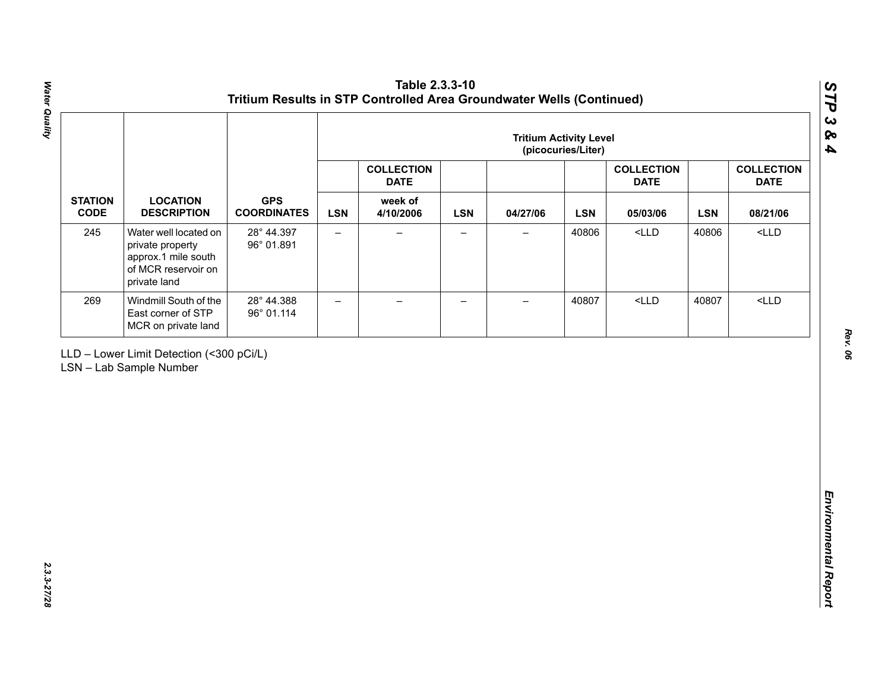# Table 2.3.3-10
## Tritium Results in STP Controlled Area Groundwater Wells (Continued)

| | | | Tritium Activity Level (picocuries/Liter) | | | | | | | |
|---|---|---|---|---|---|---|---|---|---|---|
| | | | | COLLECTION DATE | | | | COLLECTION DATE | | COLLECTION DATE |
| STATION CODE | LOCATION DESCRIPTION | GPS COORDINATES | LSN | week of 4/10/2006 | LSN | 04/27/06 | LSN | 05/03/06 | LSN | 08/21/06 |
| 245 | Water well located on private property approx.1 mile south of MCR reservoir on private land | 28° 44.397 96° 01.891 | – | – | – | – | 40806 | <LLD | 40806 | <LLD |
| 269 | Windmill South of the East corner of STP MCR on private land | 28° 44.388 96° 01.114 | – | – | – | – | 40807 | <LLD | 40807 | <LLD |

LLD – Lower Limit Detection (<300 pCi/L)
LSN – Lab Sample Number